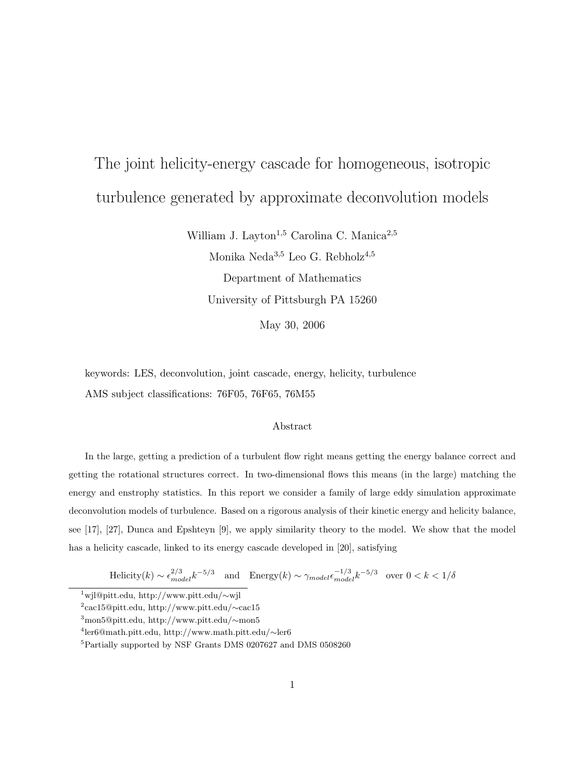# The joint helicity-energy cascade for homogeneous, isotropic turbulence generated by approximate deconvolution models

William J. Layton[1,5] Carolina C. Manica[2,5]

Monika Neda[3,5] Leo G. Rebholz[4,5]

Department of Mathematics

University of Pittsburgh PA 15260

May 30, 2006

keywords: LES, deconvolution, joint cascade, energy, helicity, turbulence

AMS subject classifications: 76F05, 76F65, 76M55

## Abstract

In the large, getting a prediction of a turbulent flow right means getting the energy balance correct and getting the rotational structures correct. In two-dimensional flows this means (in the large) matching the energy and enstrophy statistics. In this report we consider a family of large eddy simulation approximate deconvolution models of turbulence. Based on a rigorous analysis of their kinetic energy and helicity balance, see [17], [27], Dunca and Epshteyn [9], we apply similarity theory to the model. We show that the model has a helicity cascade, linked to its energy cascade developed in [20], satisfying

$$\text{Helicity}(k) \sim \epsilon_{model}^{2/3} k^{-5/3} \quad \text{and} \quad \text{Energy}(k) \sim \gamma_{model} \epsilon_{model}^{-1/3} k^{-5/3} \quad \text{over } 0 < k < 1/\delta$$

---

[1] wjl@pitt.edu, http://www.pitt.edu/∼wjl

[2] cac15@pitt.edu, http://www.pitt.edu/∼cac15

[3] mon5@pitt.edu, http://www.pitt.edu/∼mon5

[4] ler6@math.pitt.edu, http://www.math.pitt.edu/∼ler6

[5] Partially supported by NSF Grants DMS 0207627 and DMS 0508260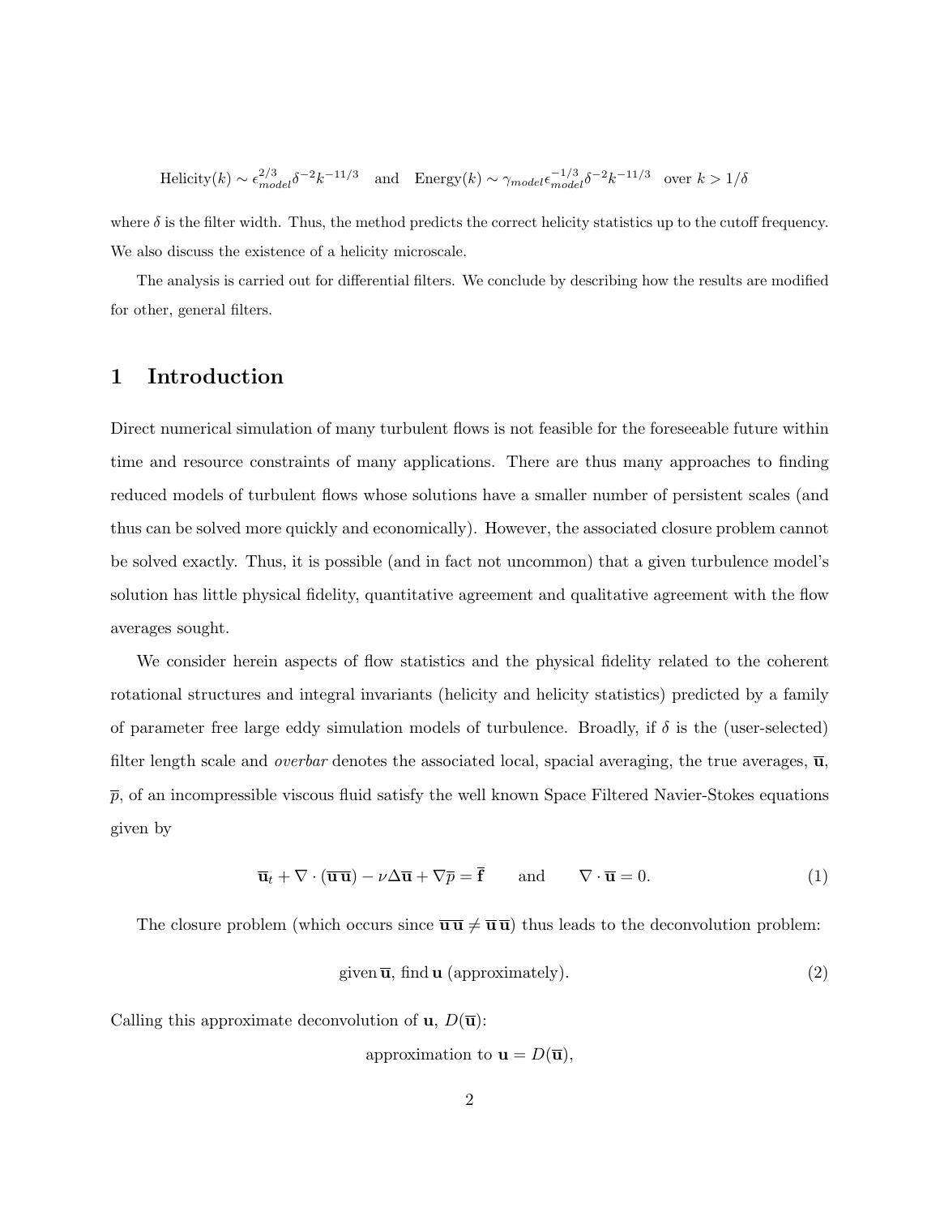$$\text{Helicity}(k) \sim \epsilon_{model}^{2/3}\delta^{-2}k^{-11/3} \quad \text{and} \quad \text{Energy}(k) \sim \gamma_{model}\epsilon_{model}^{-1/3}\delta^{-2}k^{-11/3} \quad \text{over } k > 1/\delta$$

where $\delta$ is the filter width. Thus, the method predicts the correct helicity statistics up to the cutoff frequency. We also discuss the existence of a helicity microscale.

The analysis is carried out for differential filters. We conclude by describing how the results are modified for other, general filters.

# 1 Introduction

Direct numerical simulation of many turbulent flows is not feasible for the foreseeable future within time and resource constraints of many applications. There are thus many approaches to finding reduced models of turbulent flows whose solutions have a smaller number of persistent scales (and thus can be solved more quickly and economically). However, the associated closure problem cannot be solved exactly. Thus, it is possible (and in fact not uncommon) that a given turbulence model's solution has little physical fidelity, quantitative agreement and qualitative agreement with the flow averages sought.

We consider herein aspects of flow statistics and the physical fidelity related to the coherent rotational structures and integral invariants (helicity and helicity statistics) predicted by a family of parameter free large eddy simulation models of turbulence. Broadly, if $\delta$ is the (user-selected) filter length scale and *overbar* denotes the associated local, spacial averaging, the true averages, $\overline{\mathbf{u}}$, $\overline{p}$, of an incompressible viscous fluid satisfy the well known Space Filtered Navier-Stokes equations given by

$$\overline{\mathbf{u}}_t + \nabla \cdot (\overline{\mathbf{u}\,\mathbf{u}}) - \nu\Delta\overline{\mathbf{u}} + \nabla\overline{p} = \overline{\mathbf{f}} \qquad \text{and} \qquad \nabla \cdot \overline{\mathbf{u}} = 0. \tag{1}$$

The closure problem (which occurs since $\overline{\mathbf{u}\,\mathbf{u}} \neq \overline{\mathbf{u}}\,\overline{\mathbf{u}}$) thus leads to the deconvolution problem:

$$\text{given}\,\overline{\mathbf{u}},\,\text{find}\,\mathbf{u}\text{ (approximately).} \tag{2}$$

Calling this approximate deconvolution of $\mathbf{u}$, $D(\overline{\mathbf{u}})$:

$$\text{approximation to }\mathbf{u} = D(\overline{\mathbf{u}}),$$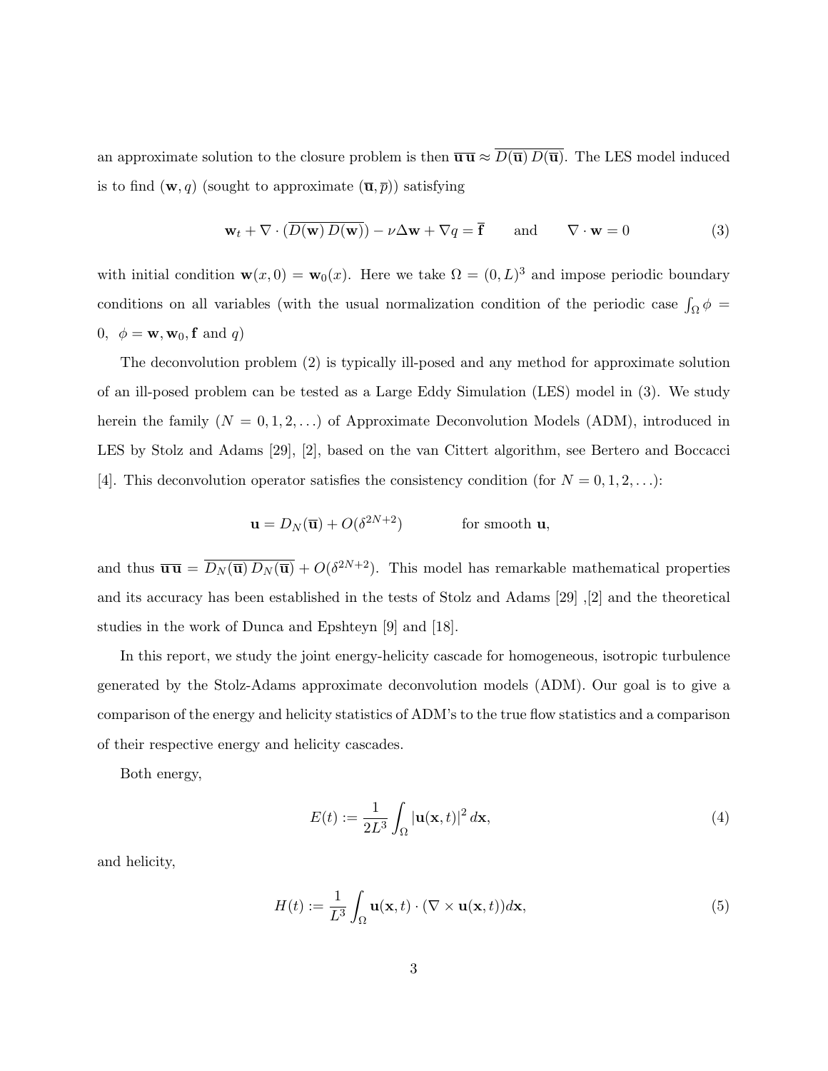an approximate solution to the closure problem is then $\overline{\overline{\mathbf{u}}\,\overline{\mathbf{u}}} \approx \overline{D(\overline{\mathbf{u}})\,D(\overline{\mathbf{u}})}$. The LES model induced is to find $(\mathbf{w}, q)$ (sought to approximate $(\overline{\mathbf{u}}, \overline{p})$) satisfying

$$\mathbf{w}_t + \nabla \cdot (\overline{D(\mathbf{w})\,D(\mathbf{w})}) - \nu \Delta \mathbf{w} + \nabla q = \overline{\mathbf{f}} \qquad \text{and} \qquad \nabla \cdot \mathbf{w} = 0 \tag{3}$$

with initial condition $\mathbf{w}(x, 0) = \mathbf{w}_0(x)$. Here we take $\Omega = (0, L)^3$ and impose periodic boundary conditions on all variables (with the usual normalization condition of the periodic case $\int_\Omega \phi = 0,\ \ \phi = \mathbf{w}, \mathbf{w}_0, \mathbf{f}$ and $q$)

The deconvolution problem (2) is typically ill-posed and any method for approximate solution of an ill-posed problem can be tested as a Large Eddy Simulation (LES) model in (3). We study herein the family ($N = 0, 1, 2, \ldots$) of Approximate Deconvolution Models (ADM), introduced in LES by Stolz and Adams [29], [2], based on the van Cittert algorithm, see Bertero and Boccacci [4]. This deconvolution operator satisfies the consistency condition (for $N = 0, 1, 2, \ldots$):

$$\mathbf{u} = D_N(\overline{\mathbf{u}}) + O(\delta^{2N+2}) \qquad\qquad \text{for smooth } \mathbf{u},$$

and thus $\overline{\overline{\mathbf{u}}\,\overline{\mathbf{u}}} = \overline{D_N(\overline{\mathbf{u}})\,D_N(\overline{\mathbf{u}})} + O(\delta^{2N+2})$. This model has remarkable mathematical properties and its accuracy has been established in the tests of Stolz and Adams [29] ,[2] and the theoretical studies in the work of Dunca and Epshteyn [9] and [18].

In this report, we study the joint energy-helicity cascade for homogeneous, isotropic turbulence generated by the Stolz-Adams approximate deconvolution models (ADM). Our goal is to give a comparison of the energy and helicity statistics of ADM's to the true flow statistics and a comparison of their respective energy and helicity cascades.

Both energy,

$$E(t) := \frac{1}{2L^3} \int_\Omega |\mathbf{u}(\mathbf{x}, t)|^2 \, d\mathbf{x}, \tag{4}$$

and helicity,

$$H(t) := \frac{1}{L^3} \int_\Omega \mathbf{u}(\mathbf{x}, t) \cdot (\nabla \times \mathbf{u}(\mathbf{x}, t)) d\mathbf{x}, \tag{5}$$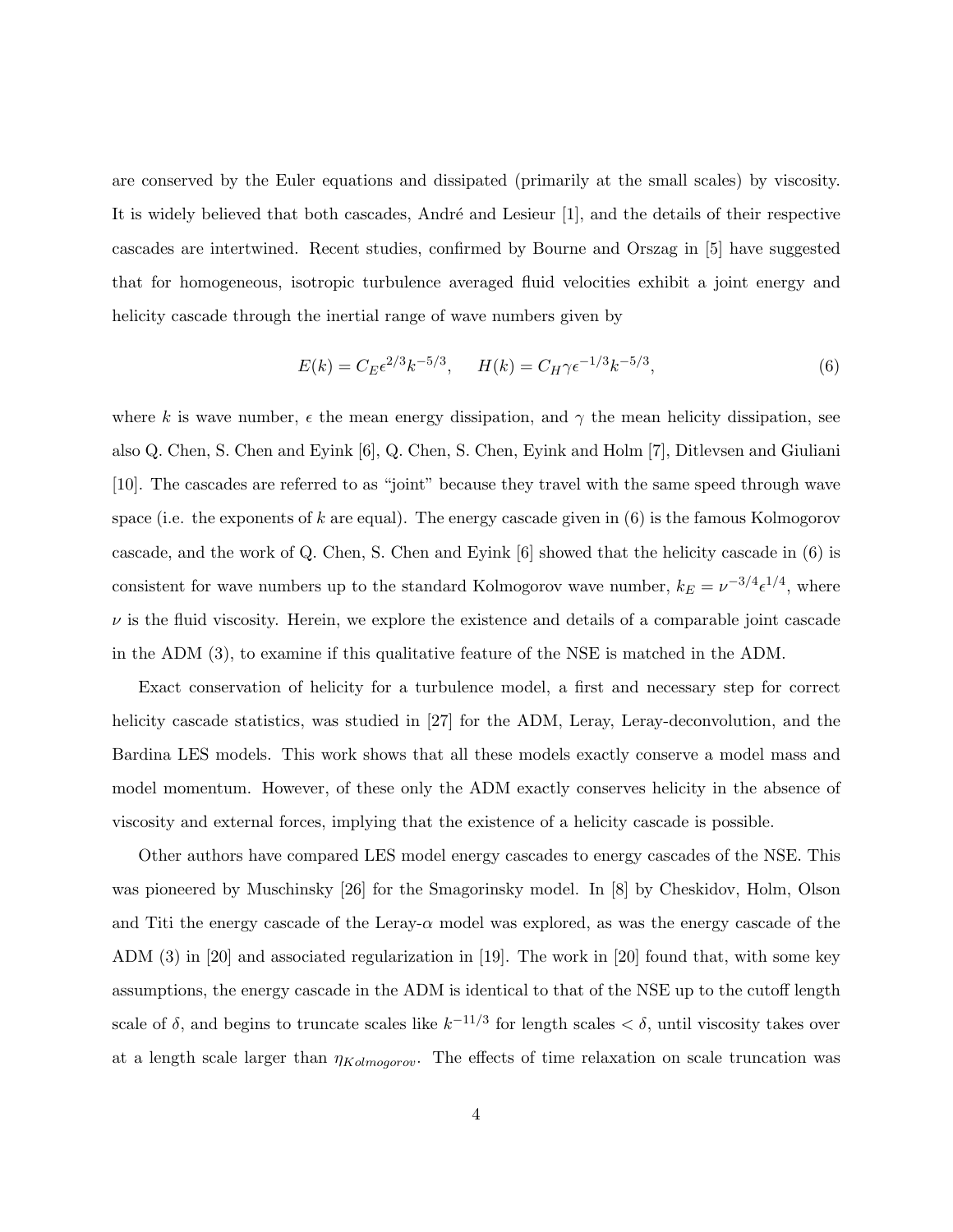are conserved by the Euler equations and dissipated (primarily at the small scales) by viscosity. It is widely believed that both cascades, André and Lesieur [1], and the details of their respective cascades are intertwined. Recent studies, confirmed by Bourne and Orszag in [5] have suggested that for homogeneous, isotropic turbulence averaged fluid velocities exhibit a joint energy and helicity cascade through the inertial range of wave numbers given by

$$E(k) = C_E \epsilon^{2/3} k^{-5/3}, \quad H(k) = C_H \gamma \epsilon^{-1/3} k^{-5/3}, \tag{6}$$

where $k$ is wave number, $\epsilon$ the mean energy dissipation, and $\gamma$ the mean helicity dissipation, see also Q. Chen, S. Chen and Eyink [6], Q. Chen, S. Chen, Eyink and Holm [7], Ditlevsen and Giuliani [10]. The cascades are referred to as "joint" because they travel with the same speed through wave space (i.e. the exponents of $k$ are equal). The energy cascade given in (6) is the famous Kolmogorov cascade, and the work of Q. Chen, S. Chen and Eyink [6] showed that the helicity cascade in (6) is consistent for wave numbers up to the standard Kolmogorov wave number, $k_E = \nu^{-3/4}\epsilon^{1/4}$, where $\nu$ is the fluid viscosity. Herein, we explore the existence and details of a comparable joint cascade in the ADM (3), to examine if this qualitative feature of the NSE is matched in the ADM.

Exact conservation of helicity for a turbulence model, a first and necessary step for correct helicity cascade statistics, was studied in [27] for the ADM, Leray, Leray-deconvolution, and the Bardina LES models. This work shows that all these models exactly conserve a model mass and model momentum. However, of these only the ADM exactly conserves helicity in the absence of viscosity and external forces, implying that the existence of a helicity cascade is possible.

Other authors have compared LES model energy cascades to energy cascades of the NSE. This was pioneered by Muschinsky [26] for the Smagorinsky model. In [8] by Cheskidov, Holm, Olson and Titi the energy cascade of the Leray-$\alpha$ model was explored, as was the energy cascade of the ADM (3) in [20] and associated regularization in [19]. The work in [20] found that, with some key assumptions, the energy cascade in the ADM is identical to that of the NSE up to the cutoff length scale of $\delta$, and begins to truncate scales like $k^{-11/3}$ for length scales $< \delta$, until viscosity takes over at a length scale larger than $\eta_{Kolmogorov}$. The effects of time relaxation on scale truncation was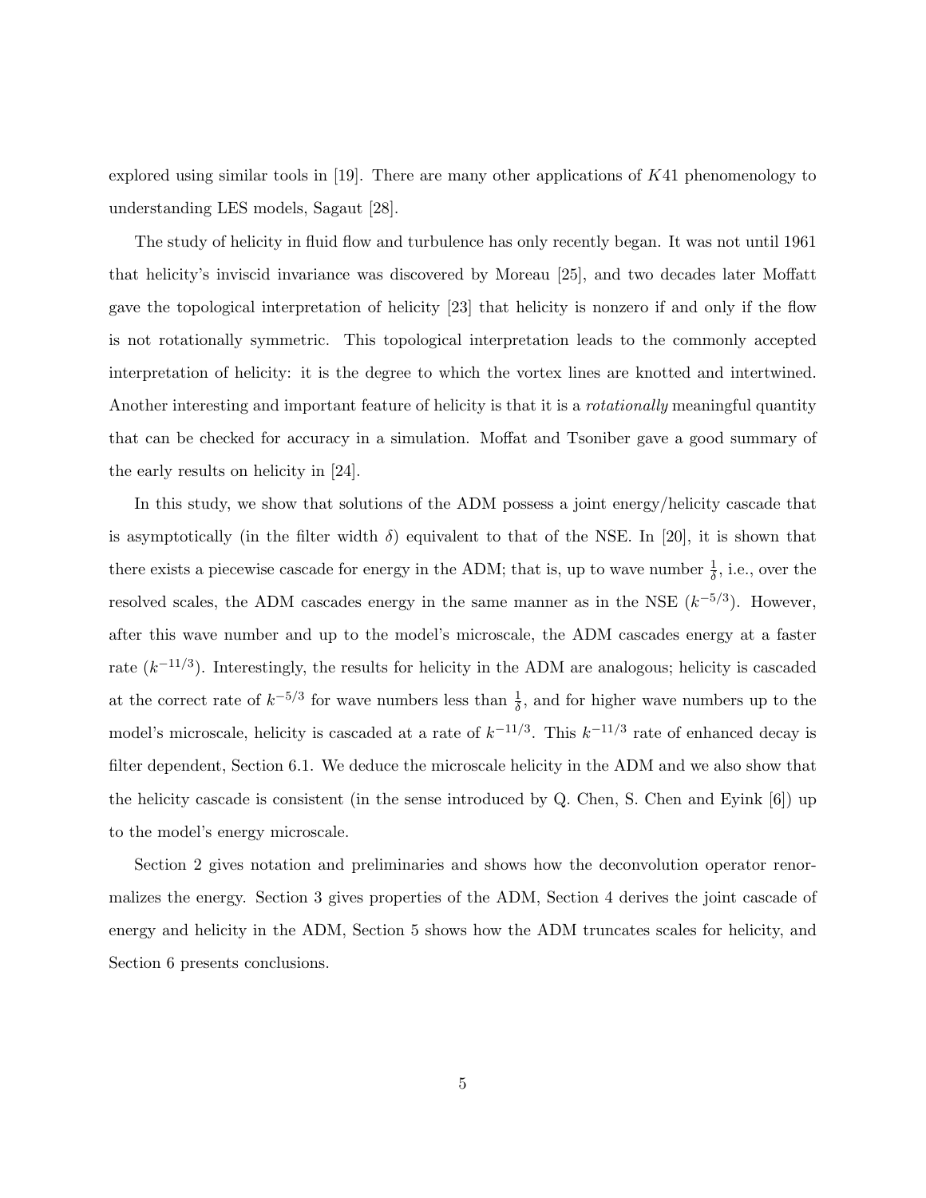explored using similar tools in [19]. There are many other applications of $K41$ phenomenology to understanding LES models, Sagaut [28].

The study of helicity in fluid flow and turbulence has only recently began. It was not until 1961 that helicity's inviscid invariance was discovered by Moreau [25], and two decades later Moffatt gave the topological interpretation of helicity [23] that helicity is nonzero if and only if the flow is not rotationally symmetric. This topological interpretation leads to the commonly accepted interpretation of helicity: it is the degree to which the vortex lines are knotted and intertwined. Another interesting and important feature of helicity is that it is a *rotationally* meaningful quantity that can be checked for accuracy in a simulation. Moffat and Tsoniber gave a good summary of the early results on helicity in [24].

In this study, we show that solutions of the ADM possess a joint energy/helicity cascade that is asymptotically (in the filter width $\delta$) equivalent to that of the NSE. In [20], it is shown that there exists a piecewise cascade for energy in the ADM; that is, up to wave number $\frac{1}{\delta}$, i.e., over the resolved scales, the ADM cascades energy in the same manner as in the NSE ($k^{-5/3}$). However, after this wave number and up to the model's microscale, the ADM cascades energy at a faster rate ($k^{-11/3}$). Interestingly, the results for helicity in the ADM are analogous; helicity is cascaded at the correct rate of $k^{-5/3}$ for wave numbers less than $\frac{1}{\delta}$, and for higher wave numbers up to the model's microscale, helicity is cascaded at a rate of $k^{-11/3}$. This $k^{-11/3}$ rate of enhanced decay is filter dependent, Section 6.1. We deduce the microscale helicity in the ADM and we also show that the helicity cascade is consistent (in the sense introduced by Q. Chen, S. Chen and Eyink [6]) up to the model's energy microscale.

Section 2 gives notation and preliminaries and shows how the deconvolution operator renormalizes the energy. Section 3 gives properties of the ADM, Section 4 derives the joint cascade of energy and helicity in the ADM, Section 5 shows how the ADM truncates scales for helicity, and Section 6 presents conclusions.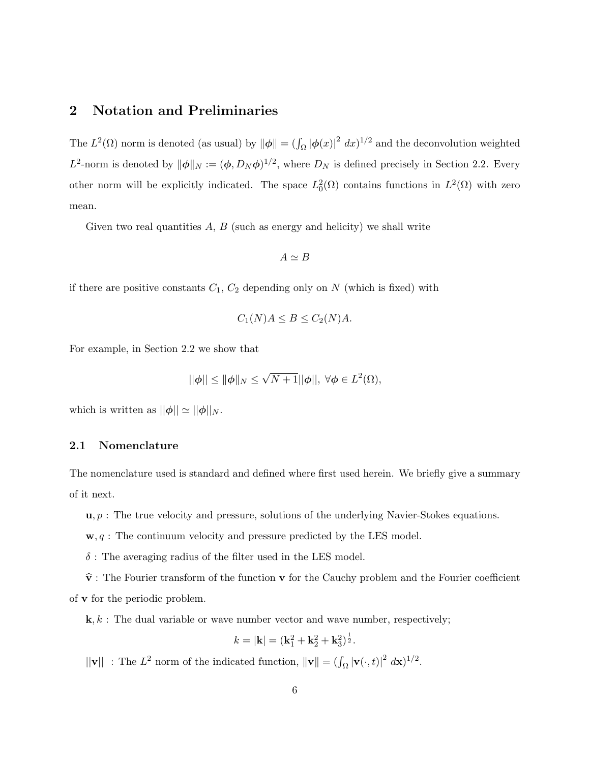## 2 Notation and Preliminaries

The $L^2(\Omega)$ norm is denoted (as usual) by $\|\boldsymbol{\phi}\| = (\int_\Omega |\boldsymbol{\phi}(x)|^2 \, dx)^{1/2}$ and the deconvolution weighted $L^2$-norm is denoted by $\|\boldsymbol{\phi}\|_N := (\boldsymbol{\phi}, D_N \boldsymbol{\phi})^{1/2}$, where $D_N$ is defined precisely in Section 2.2. Every other norm will be explicitly indicated. The space $L^2_0(\Omega)$ contains functions in $L^2(\Omega)$ with zero mean.

Given two real quantities $A$, $B$ (such as energy and helicity) we shall write

$$A \simeq B$$

if there are positive constants $C_1$, $C_2$ depending only on $N$ (which is fixed) with

$$C_1(N)A \leq B \leq C_2(N)A.$$

For example, in Section 2.2 we show that

$$||\boldsymbol{\phi}|| \leq \|\boldsymbol{\phi}\|_N \leq \sqrt{N+1}||\boldsymbol{\phi}||, \; \forall \boldsymbol{\phi} \in L^2(\Omega),$$

which is written as $||\boldsymbol{\phi}|| \simeq ||\boldsymbol{\phi}||_N$.

### 2.1 Nomenclature

The nomenclature used is standard and defined where first used herein. We briefly give a summary of it next.

$\mathbf{u}, p$ : The true velocity and pressure, solutions of the underlying Navier-Stokes equations.

$\mathbf{w}, q$ : The continuum velocity and pressure predicted by the LES model.

$\delta$ : The averaging radius of the filter used in the LES model.

$\widehat{\mathbf{v}}$ : The Fourier transform of the function $\mathbf{v}$ for the Cauchy problem and the Fourier coefficient of $\mathbf{v}$ for the periodic problem.

$\mathbf{k}, k$ : The dual variable or wave number vector and wave number, respectively;

$$k = |\mathbf{k}| = (\mathbf{k}_1^2 + \mathbf{k}_2^2 + \mathbf{k}_3^2)^{\frac{1}{2}}.$$

$||\mathbf{v}||$ : The $L^2$ norm of the indicated function, $\|\mathbf{v}\| = (\int_\Omega |\mathbf{v}(\cdot,t)|^2 \, d\mathbf{x})^{1/2}$.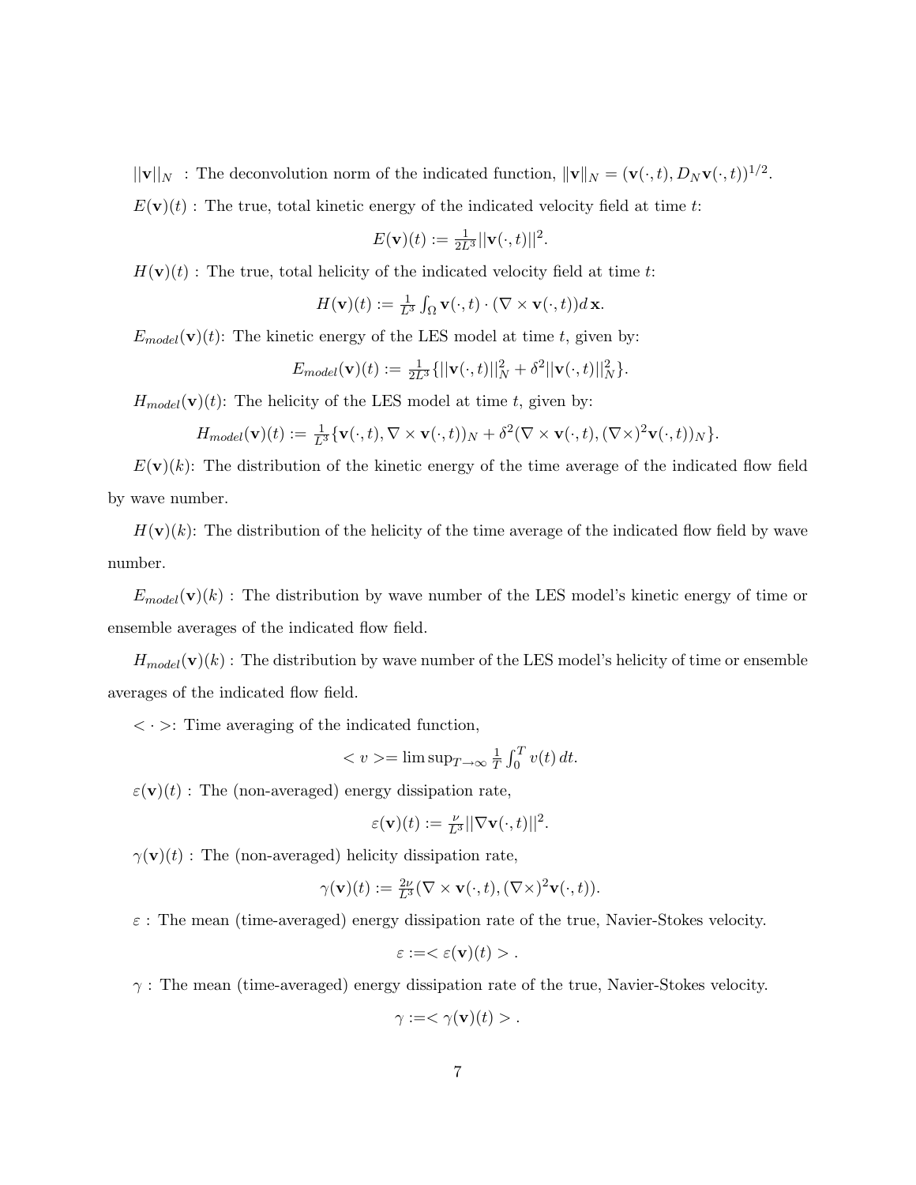$||\mathbf{v}||_N$ : The deconvolution norm of the indicated function, $\|\mathbf{v}\|_N = (\mathbf{v}(\cdot,t), D_N\mathbf{v}(\cdot,t))^{1/2}$.

$E(\mathbf{v})(t)$ : The true, total kinetic energy of the indicated velocity field at time $t$:

$$E(\mathbf{v})(t) := \frac{1}{2L^3}||\mathbf{v}(\cdot,t)||^2.$$

$H(\mathbf{v})(t)$ : The true, total helicity of the indicated velocity field at time $t$:

$$H(\mathbf{v})(t) := \frac{1}{L^3}\int_\Omega \mathbf{v}(\cdot,t)\cdot(\nabla\times\mathbf{v}(\cdot,t))d\,\mathbf{x}.$$

$E_{model}(\mathbf{v})(t)$: The kinetic energy of the LES model at time $t$, given by:

$$E_{model}(\mathbf{v})(t) := \frac{1}{2L^3}\{||\mathbf{v}(\cdot,t)||_N^2 + \delta^2||\mathbf{v}(\cdot,t)||_N^2\}.$$

$H_{model}(\mathbf{v})(t)$: The helicity of the LES model at time $t$, given by:

$$H_{model}(\mathbf{v})(t) := \frac{1}{L^3}\{\mathbf{v}(\cdot,t), \nabla\times\mathbf{v}(\cdot,t))_N + \delta^2(\nabla\times\mathbf{v}(\cdot,t), (\nabla\times)^2\mathbf{v}(\cdot,t))_N\}.$$

$E(\mathbf{v})(k)$: The distribution of the kinetic energy of the time average of the indicated flow field by wave number.

$H(\mathbf{v})(k)$: The distribution of the helicity of the time average of the indicated flow field by wave number.

$E_{model}(\mathbf{v})(k)$ : The distribution by wave number of the LES model's kinetic energy of time or ensemble averages of the indicated flow field.

$H_{model}(\mathbf{v})(k)$ : The distribution by wave number of the LES model's helicity of time or ensemble averages of the indicated flow field.

$<\cdot>$: Time averaging of the indicated function,

$$< v >= \limsup_{T\to\infty}\frac{1}{T}\int_0^T v(t)\,dt.$$

$\varepsilon(\mathbf{v})(t)$ : The (non-averaged) energy dissipation rate,

$$\varepsilon(\mathbf{v})(t) := \frac{\nu}{L^3}||\nabla\mathbf{v}(\cdot,t)||^2.$$

$\gamma(\mathbf{v})(t)$ : The (non-averaged) helicity dissipation rate,

$$\gamma(\mathbf{v})(t) := \frac{2\nu}{L^3}(\nabla\times\mathbf{v}(\cdot,t), (\nabla\times)^2\mathbf{v}(\cdot,t)).$$

$\varepsilon$ : The mean (time-averaged) energy dissipation rate of the true, Navier-Stokes velocity.

$$\varepsilon := <\varepsilon(\mathbf{v})(t)>.$$

$\gamma$ : The mean (time-averaged) energy dissipation rate of the true, Navier-Stokes velocity.

$$\gamma := <\gamma(\mathbf{v})(t)>.$$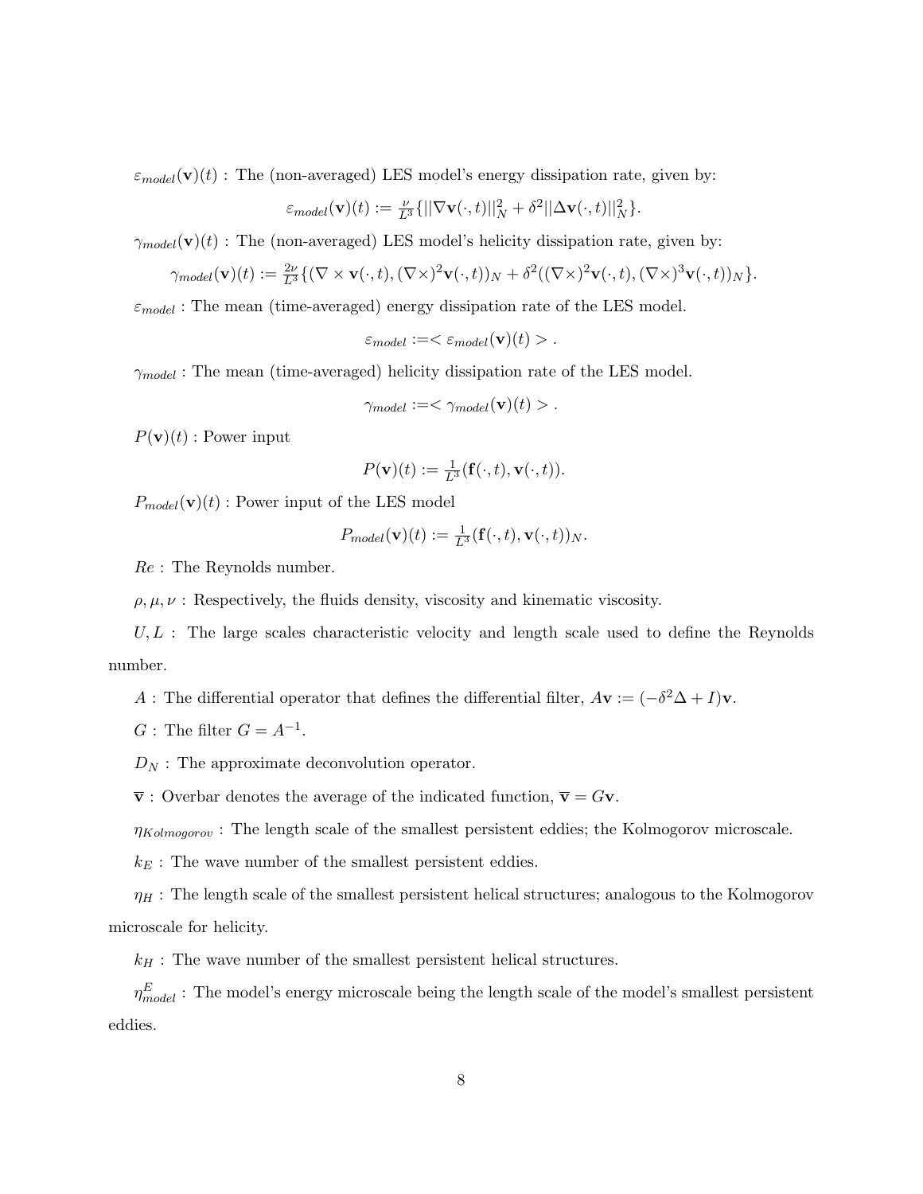$\varepsilon_{model}(\mathbf{v})(t)$ : The (non-averaged) LES model's energy dissipation rate, given by:

$$\varepsilon_{model}(\mathbf{v})(t) := \frac{\nu}{L^3}\{||\nabla \mathbf{v}(\cdot,t)||_N^2 + \delta^2 ||\Delta \mathbf{v}(\cdot,t)||_N^2\}.$$

$\gamma_{model}(\mathbf{v})(t)$ : The (non-averaged) LES model's helicity dissipation rate, given by:

$$\gamma_{model}(\mathbf{v})(t) := \frac{2\nu}{L^3}\{(\nabla \times \mathbf{v}(\cdot,t), (\nabla\times)^2 \mathbf{v}(\cdot,t))_N + \delta^2 ((\nabla\times)^2 \mathbf{v}(\cdot,t), (\nabla\times)^3 \mathbf{v}(\cdot,t))_N\}.$$

$\varepsilon_{model}$ : The mean (time-averaged) energy dissipation rate of the LES model.

$$\varepsilon_{model} :=< \varepsilon_{model}(\mathbf{v})(t) > .$$

$\gamma_{model}$ : The mean (time-averaged) helicity dissipation rate of the LES model.

$$\gamma_{model} :=< \gamma_{model}(\mathbf{v})(t) > .$$

$P(\mathbf{v})(t)$ : Power input

$$P(\mathbf{v})(t) := \frac{1}{L^3}(\mathbf{f}(\cdot,t), \mathbf{v}(\cdot,t)).$$

$P_{model}(\mathbf{v})(t)$ : Power input of the LES model

$$P_{model}(\mathbf{v})(t) := \frac{1}{L^3}(\mathbf{f}(\cdot,t), \mathbf{v}(\cdot,t))_N.$$

$Re$ : The Reynolds number.

$\rho, \mu, \nu$ : Respectively, the fluids density, viscosity and kinematic viscosity.

$U, L$ : The large scales characteristic velocity and length scale used to define the Reynolds number.

$A$ : The differential operator that defines the differential filter, $A\mathbf{v} := (-\delta^2\Delta + I)\mathbf{v}$.

$G$ : The filter $G = A^{-1}$.

$D_N$ : The approximate deconvolution operator.

$\overline{\mathbf{v}}$ : Overbar denotes the average of the indicated function, $\overline{\mathbf{v}} = G\mathbf{v}$.

$\eta_{Kolmogorov}$ : The length scale of the smallest persistent eddies; the Kolmogorov microscale.

$k_E$ : The wave number of the smallest persistent eddies.

$\eta_H$ : The length scale of the smallest persistent helical structures; analogous to the Kolmogorov microscale for helicity.

$k_H$ : The wave number of the smallest persistent helical structures.

$\eta_{model}^E$ : The model's energy microscale being the length scale of the model's smallest persistent eddies.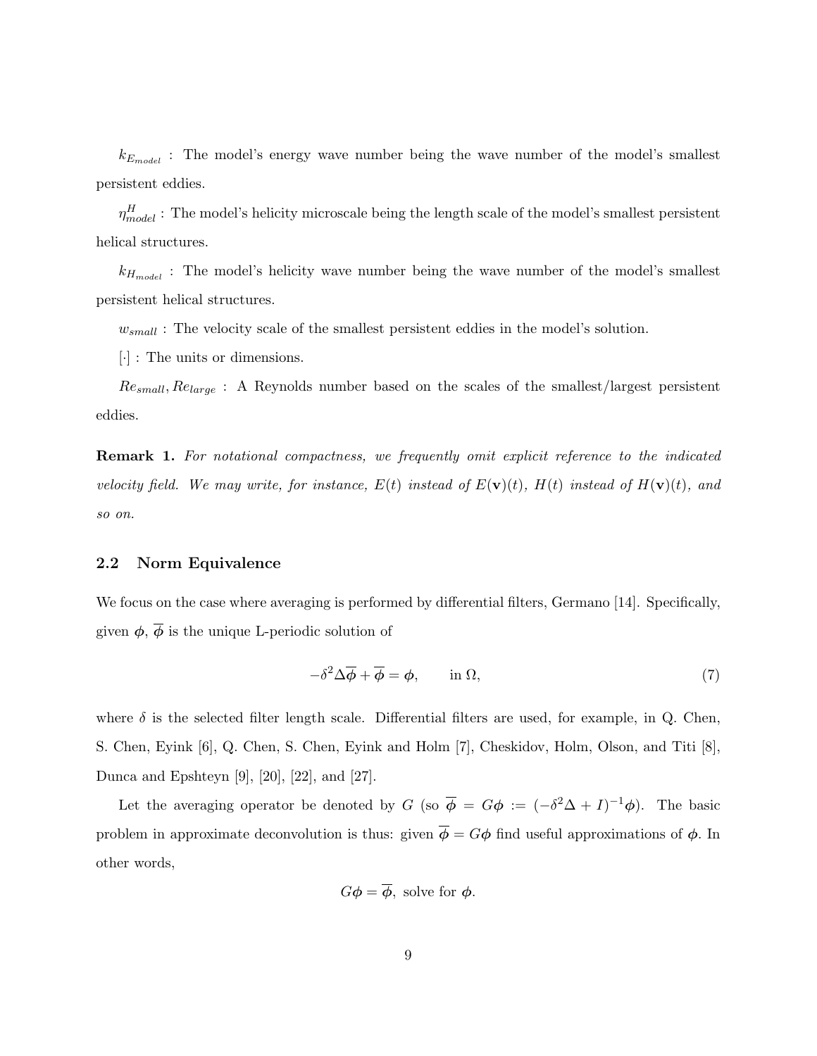$k_{E_{model}}$ : The model's energy wave number being the wave number of the model's smallest persistent eddies.

$\eta^H_{model}$ : The model's helicity microscale being the length scale of the model's smallest persistent helical structures.

$k_{H_{model}}$ : The model's helicity wave number being the wave number of the model's smallest persistent helical structures.

$w_{small}$ : The velocity scale of the smallest persistent eddies in the model's solution.

$[\cdot]$ : The units or dimensions.

$Re_{small}, Re_{large}$ : A Reynolds number based on the scales of the smallest/largest persistent eddies.

**Remark 1.** *For notational compactness, we frequently omit explicit reference to the indicated velocity field. We may write, for instance, $E(t)$ instead of $E(\mathbf{v})(t)$, $H(t)$ instead of $H(\mathbf{v})(t)$, and so on.*

### 2.2 Norm Equivalence

We focus on the case where averaging is performed by differential filters, Germano [14]. Specifically, given $\boldsymbol{\phi}$, $\overline{\boldsymbol{\phi}}$ is the unique L-periodic solution of

$$-\delta^2 \Delta \overline{\boldsymbol{\phi}} + \overline{\boldsymbol{\phi}} = \boldsymbol{\phi}, \qquad \text{in } \Omega, \tag{7}$$

where $\delta$ is the selected filter length scale. Differential filters are used, for example, in Q. Chen, S. Chen, Eyink [6], Q. Chen, S. Chen, Eyink and Holm [7], Cheskidov, Holm, Olson, and Titi [8], Dunca and Epshteyn [9], [20], [22], and [27].

Let the averaging operator be denoted by $G$ (so $\overline{\boldsymbol{\phi}} = G\boldsymbol{\phi} := (-\delta^2\Delta + I)^{-1}\boldsymbol{\phi}$). The basic problem in approximate deconvolution is thus: given $\overline{\boldsymbol{\phi}} = G\boldsymbol{\phi}$ find useful approximations of $\boldsymbol{\phi}$. In other words,

$$G\boldsymbol{\phi} = \overline{\boldsymbol{\phi}}, \text{ solve for } \boldsymbol{\phi}.$$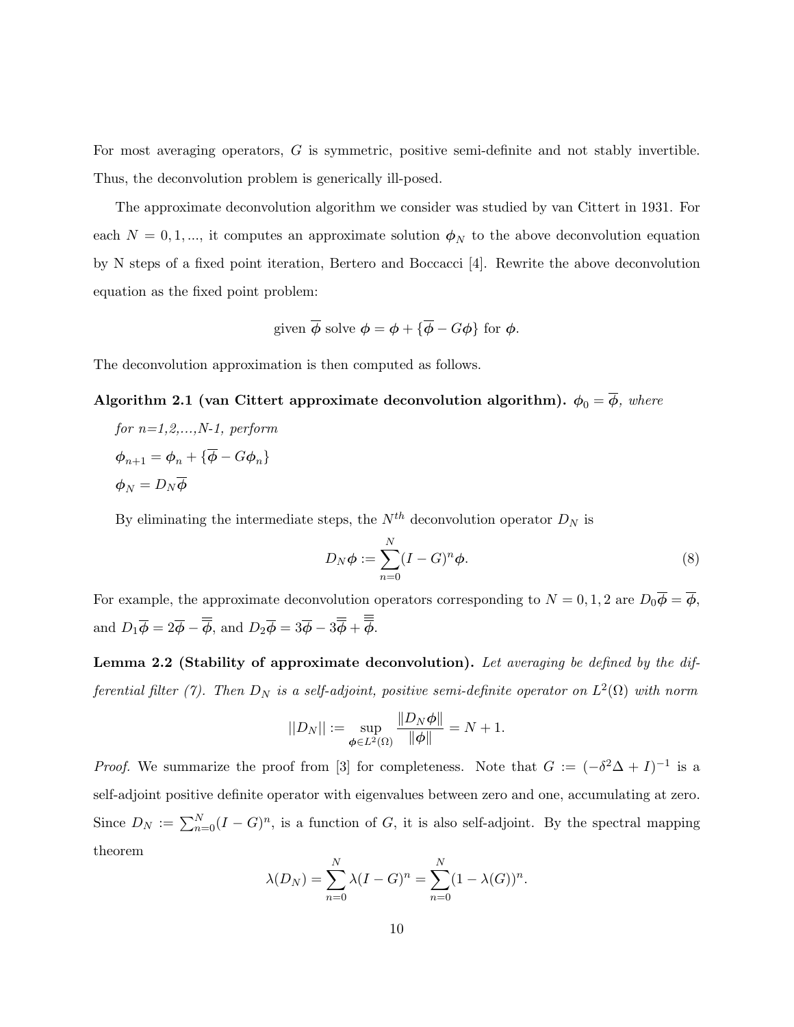For most averaging operators, $G$ is symmetric, positive semi-definite and not stably invertible. Thus, the deconvolution problem is generically ill-posed.

The approximate deconvolution algorithm we consider was studied by van Cittert in 1931. For each $N = 0, 1, ...,$ it computes an approximate solution $\boldsymbol{\phi}_N$ to the above deconvolution equation by N steps of a fixed point iteration, Bertero and Boccacci [4]. Rewrite the above deconvolution equation as the fixed point problem:

$$\text{given } \overline{\boldsymbol{\phi}} \text{ solve } \boldsymbol{\phi} = \boldsymbol{\phi} + \{\overline{\boldsymbol{\phi}} - G\boldsymbol{\phi}\} \text{ for } \boldsymbol{\phi}.$$

The deconvolution approximation is then computed as follows.

**Algorithm 2.1 (van Cittert approximate deconvolution algorithm).** $\boldsymbol{\phi}_0 = \overline{\boldsymbol{\phi}}$, *where*

*for n=1,2,...,N-1, perform*

$\boldsymbol{\phi}_{n+1} = \boldsymbol{\phi}_n + \{\overline{\boldsymbol{\phi}} - G\boldsymbol{\phi}_n\}$

$\boldsymbol{\phi}_N = D_N\overline{\boldsymbol{\phi}}$

By eliminating the intermediate steps, the $N^{th}$ deconvolution operator $D_N$ is

$$D_N\boldsymbol{\phi} := \sum_{n=0}^{N}(I - G)^n\boldsymbol{\phi}. \tag{8}$$

For example, the approximate deconvolution operators corresponding to $N = 0, 1, 2$ are $D_0\overline{\boldsymbol{\phi}} = \overline{\boldsymbol{\phi}}$, and $D_1\overline{\boldsymbol{\phi}} = 2\overline{\boldsymbol{\phi}} - \overline{\overline{\boldsymbol{\phi}}}$, and $D_2\overline{\boldsymbol{\phi}} = 3\overline{\boldsymbol{\phi}} - 3\overline{\overline{\boldsymbol{\phi}}} + \overline{\overline{\overline{\boldsymbol{\phi}}}}$.

**Lemma 2.2 (Stability of approximate deconvolution).** *Let averaging be defined by the differential filter (7). Then $D_N$ is a self-adjoint, positive semi-definite operator on $L^2(\Omega)$ with norm*

$$||D_N|| := \sup_{\boldsymbol{\phi}\in L^2(\Omega)} \frac{\|D_N\boldsymbol{\phi}\|}{\|\boldsymbol{\phi}\|} = N + 1.$$

*Proof.* We summarize the proof from [3] for completeness. Note that $G := (-\delta^2\Delta + I)^{-1}$ is a self-adjoint positive definite operator with eigenvalues between zero and one, accumulating at zero. Since $D_N := \sum_{n=0}^{N}(I - G)^n$, is a function of $G$, it is also self-adjoint. By the spectral mapping theorem

$$\lambda(D_N) = \sum_{n=0}^{N} \lambda(I - G)^n = \sum_{n=0}^{N}(1 - \lambda(G))^n.$$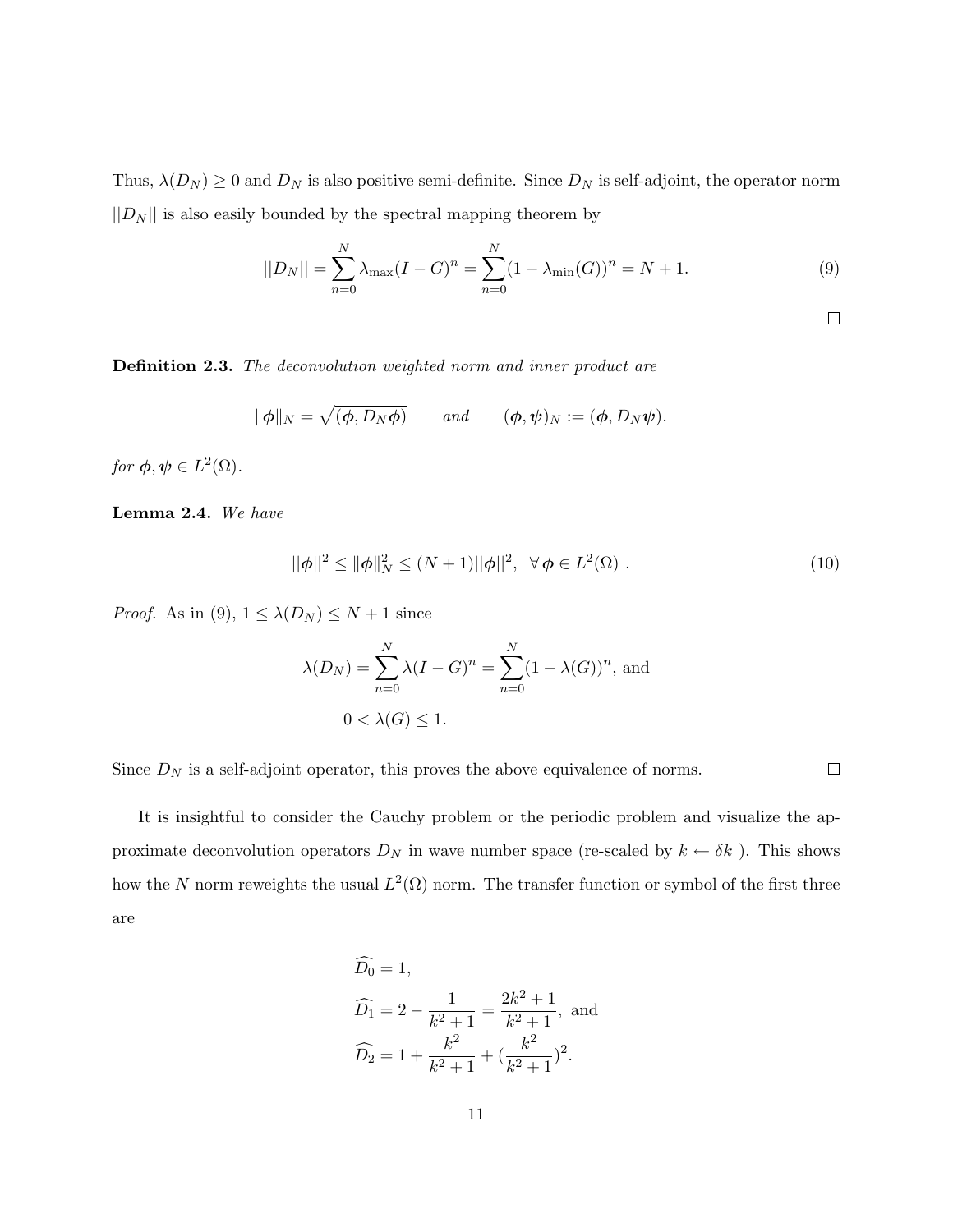Thus, $\lambda(D_N) \geq 0$ and $D_N$ is also positive semi-definite. Since $D_N$ is self-adjoint, the operator norm $||D_N||$ is also easily bounded by the spectral mapping theorem by

$$||D_N|| = \sum_{n=0}^{N} \lambda_{\max}(I-G)^n = \sum_{n=0}^{N} (1-\lambda_{\min}(G))^n = N+1. \tag{9}$$

$\square$

**Definition 2.3.** *The deconvolution weighted norm and inner product are*

$$\|\boldsymbol{\phi}\|_N = \sqrt{(\boldsymbol{\phi}, D_N \boldsymbol{\phi})} \qquad \textit{and} \qquad (\boldsymbol{\phi}, \boldsymbol{\psi})_N := (\boldsymbol{\phi}, D_N \boldsymbol{\psi}).$$

*for* $\boldsymbol{\phi}, \boldsymbol{\psi} \in L^2(\Omega)$.

**Lemma 2.4.** *We have*

$$||\boldsymbol{\phi}||^2 \leq \|\boldsymbol{\phi}\|_N^2 \leq (N+1)||\boldsymbol{\phi}||^2, \;\; \forall\, \boldsymbol{\phi} \in L^2(\Omega)\ . \tag{10}$$

*Proof.* As in (9), $1 \leq \lambda(D_N) \leq N+1$ since

$$\lambda(D_N) = \sum_{n=0}^{N} \lambda(I-G)^n = \sum_{n=0}^{N} (1-\lambda(G))^n, \text{ and}$$

$$0 < \lambda(G) \leq 1.$$

Since $D_N$ is a self-adjoint operator, this proves the above equivalence of norms. $\square$

It is insightful to consider the Cauchy problem or the periodic problem and visualize the approximate deconvolution operators $D_N$ in wave number space (re-scaled by $k \leftarrow \delta k$ ). This shows how the $N$ norm reweights the usual $L^2(\Omega)$ norm. The transfer function or symbol of the first three are

$$\widehat{D_0} = 1,$$

$$\widehat{D_1} = 2 - \frac{1}{k^2+1} = \frac{2k^2+1}{k^2+1}, \text{ and}$$

$$\widehat{D_2} = 1 + \frac{k^2}{k^2+1} + (\frac{k^2}{k^2+1})^2.$$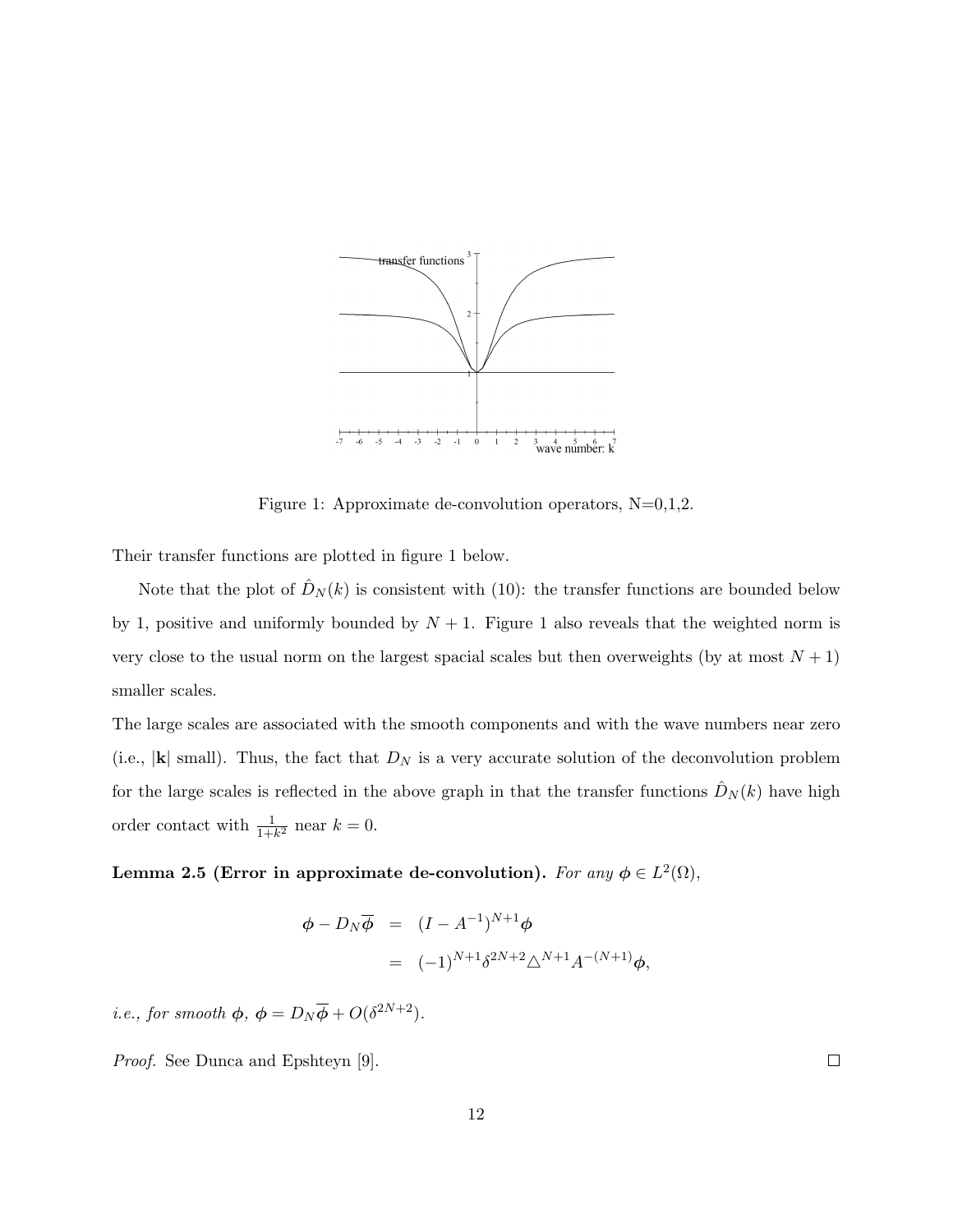Figure 1: Approximate de-convolution operators, N=0,1,2.

Their transfer functions are plotted in figure 1 below.

Note that the plot of $\hat{D}_N(k)$ is consistent with (10): the transfer functions are bounded below by 1, positive and uniformly bounded by $N+1$. Figure 1 also reveals that the weighted norm is very close to the usual norm on the largest spacial scales but then overweights (by at most $N+1$) smaller scales.

The large scales are associated with the smooth components and with the wave numbers near zero (i.e., $|\mathbf{k}|$ small). Thus, the fact that $D_N$ is a very accurate solution of the deconvolution problem for the large scales is reflected in the above graph in that the transfer functions $\hat{D}_N(k)$ have high order contact with $\frac{1}{1+k^2}$ near $k=0$.

**Lemma 2.5 (Error in approximate de-convolution).** *For any* $\boldsymbol{\phi} \in L^2(\Omega)$,

$$
\begin{aligned}
\boldsymbol{\phi} - D_N \overline{\boldsymbol{\phi}} &= (I - A^{-1})^{N+1} \boldsymbol{\phi} \\
&= (-1)^{N+1} \delta^{2N+2} \triangle^{N+1} A^{-(N+1)} \boldsymbol{\phi},
\end{aligned}
$$

*i.e., for smooth* $\boldsymbol{\phi}$, $\boldsymbol{\phi} = D_N \overline{\boldsymbol{\phi}} + O(\delta^{2N+2})$.

*Proof.* See Dunca and Epshteyn [9]. □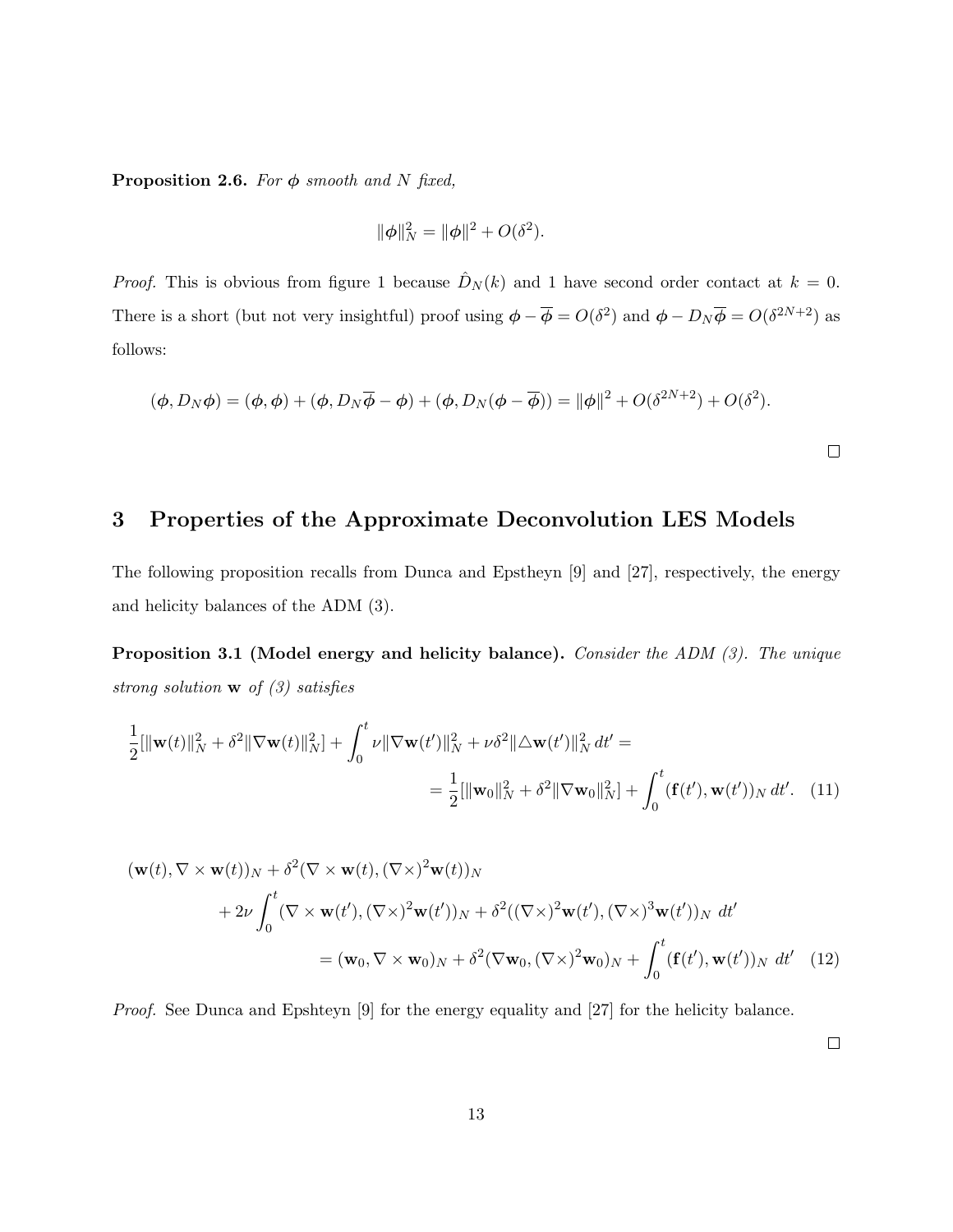**Proposition 2.6.** *For $\boldsymbol{\phi}$ smooth and $N$ fixed,*

$$\|\boldsymbol{\phi}\|_N^2 = \|\boldsymbol{\phi}\|^2 + O(\delta^2).$$

*Proof.* This is obvious from figure 1 because $\hat{D}_N(k)$ and 1 have second order contact at $k = 0$. There is a short (but not very insightful) proof using $\boldsymbol{\phi} - \overline{\boldsymbol{\phi}} = O(\delta^2)$ and $\boldsymbol{\phi} - D_N\overline{\boldsymbol{\phi}} = O(\delta^{2N+2})$ as follows:

$$(\boldsymbol{\phi}, D_N\boldsymbol{\phi}) = (\boldsymbol{\phi}, \boldsymbol{\phi}) + (\boldsymbol{\phi}, D_N\overline{\boldsymbol{\phi}} - \boldsymbol{\phi}) + (\boldsymbol{\phi}, D_N(\boldsymbol{\phi} - \overline{\boldsymbol{\phi}})) = \|\boldsymbol{\phi}\|^2 + O(\delta^{2N+2}) + O(\delta^2).$$

□

# 3 Properties of the Approximate Deconvolution LES Models

The following proposition recalls from Dunca and Epstheyn [9] and [27], respectively, the energy and helicity balances of the ADM (3).

**Proposition 3.1 (Model energy and helicity balance).** *Consider the ADM (3). The unique strong solution* $\mathbf{w}$ *of (3) satisfies*

$$\frac{1}{2}[\|\mathbf{w}(t)\|_N^2 + \delta^2\|\nabla\mathbf{w}(t)\|_N^2] + \int_0^t \nu\|\nabla\mathbf{w}(t')\|_N^2 + \nu\delta^2\|\triangle\mathbf{w}(t')\|_N^2\, dt' = $$
$$= \frac{1}{2}[\|\mathbf{w}_0\|_N^2 + \delta^2\|\nabla\mathbf{w}_0\|_N^2] + \int_0^t (\mathbf{f}(t'), \mathbf{w}(t'))_N\, dt'. \quad (11)$$

$$(\mathbf{w}(t), \nabla\times\mathbf{w}(t))_N + \delta^2(\nabla\times\mathbf{w}(t), (\nabla\times)^2\mathbf{w}(t))_N$$
$$+ 2\nu\int_0^t (\nabla\times\mathbf{w}(t'), (\nabla\times)^2\mathbf{w}(t'))_N + \delta^2((\nabla\times)^2\mathbf{w}(t'), (\nabla\times)^3\mathbf{w}(t'))_N\ dt'$$
$$= (\mathbf{w}_0, \nabla\times\mathbf{w}_0)_N + \delta^2(\nabla\mathbf{w}_0, (\nabla\times)^2\mathbf{w}_0)_N + \int_0^t (\mathbf{f}(t'), \mathbf{w}(t'))_N\ dt' \quad (12)$$

*Proof.* See Dunca and Epshteyn [9] for the energy equality and [27] for the helicity balance.

□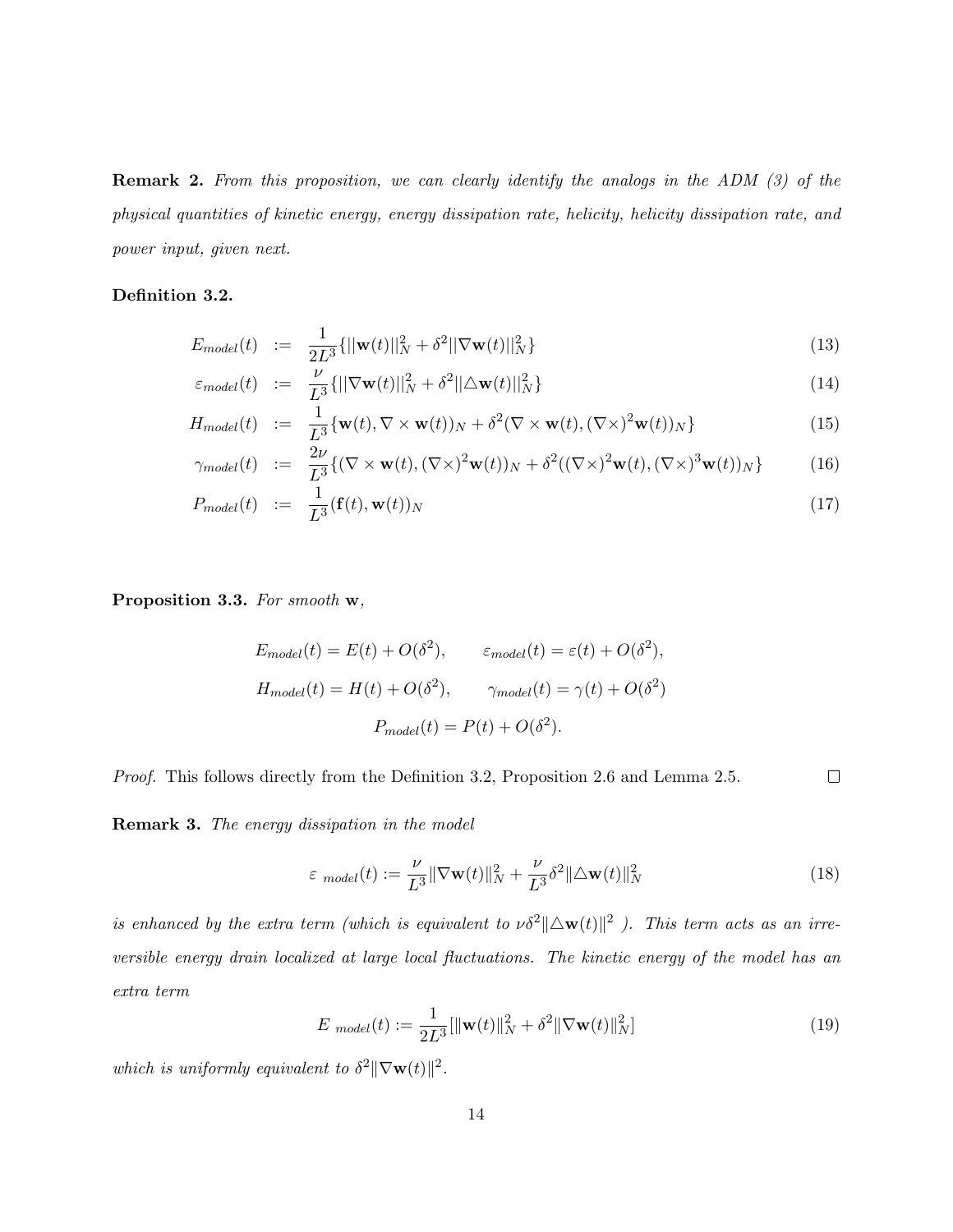**Remark 2.** *From this proposition, we can clearly identify the analogs in the ADM (3) of the physical quantities of kinetic energy, energy dissipation rate, helicity, helicity dissipation rate, and power input, given next.*

**Definition 3.2.**

$$
\begin{aligned}
E_{model}(t) &:= \frac{1}{2L^3}\{||\mathbf{w}(t)||_N^2 + \delta^2||\nabla \mathbf{w}(t)||_N^2\} &(13)\\
\varepsilon_{model}(t) &:= \frac{\nu}{L^3}\{||\nabla \mathbf{w}(t)||_N^2 + \delta^2||\triangle \mathbf{w}(t)||_N^2\} &(14)\\
H_{model}(t) &:= \frac{1}{L^3}\{\mathbf{w}(t), \nabla \times \mathbf{w}(t))_N + \delta^2(\nabla \times \mathbf{w}(t), (\nabla\times)^2\mathbf{w}(t))_N\} &(15)\\
\gamma_{model}(t) &:= \frac{2\nu}{L^3}\{(\nabla \times \mathbf{w}(t), (\nabla\times)^2\mathbf{w}(t))_N + \delta^2((\nabla\times)^2\mathbf{w}(t), (\nabla\times)^3\mathbf{w}(t))_N\} &(16)\\
P_{model}(t) &:= \frac{1}{L^3}(\mathbf{f}(t), \mathbf{w}(t))_N &(17)
\end{aligned}
$$

**Proposition 3.3.** *For smooth* $\mathbf{w}$*,*

$$
E_{model}(t) = E(t) + O(\delta^2), \qquad \varepsilon_{model}(t) = \varepsilon(t) + O(\delta^2),
$$

$$
H_{model}(t) = H(t) + O(\delta^2), \qquad \gamma_{model}(t) = \gamma(t) + O(\delta^2)
$$

$$
P_{model}(t) = P(t) + O(\delta^2).
$$

*Proof.* This follows directly from the Definition 3.2, Proposition 2.6 and Lemma 2.5. $\square$

**Remark 3.** *The energy dissipation in the model*

$$
\varepsilon_{\ model}(t) := \frac{\nu}{L^3}\|\nabla \mathbf{w}(t)\|_N^2 + \frac{\nu}{L^3}\delta^2\|\triangle \mathbf{w}(t)\|_N^2 \tag{18}
$$

*is enhanced by the extra term (which is equivalent to* $\nu\delta^2\|\triangle \mathbf{w}(t)\|^2$ *). This term acts as an irreversible energy drain localized at large local fluctuations. The kinetic energy of the model has an extra term*

$$
E_{\ model}(t) := \frac{1}{2L^3}[\|\mathbf{w}(t)\|_N^2 + \delta^2\|\nabla \mathbf{w}(t)\|_N^2] \tag{19}
$$

*which is uniformly equivalent to* $\delta^2\|\nabla \mathbf{w}(t)\|^2$*.*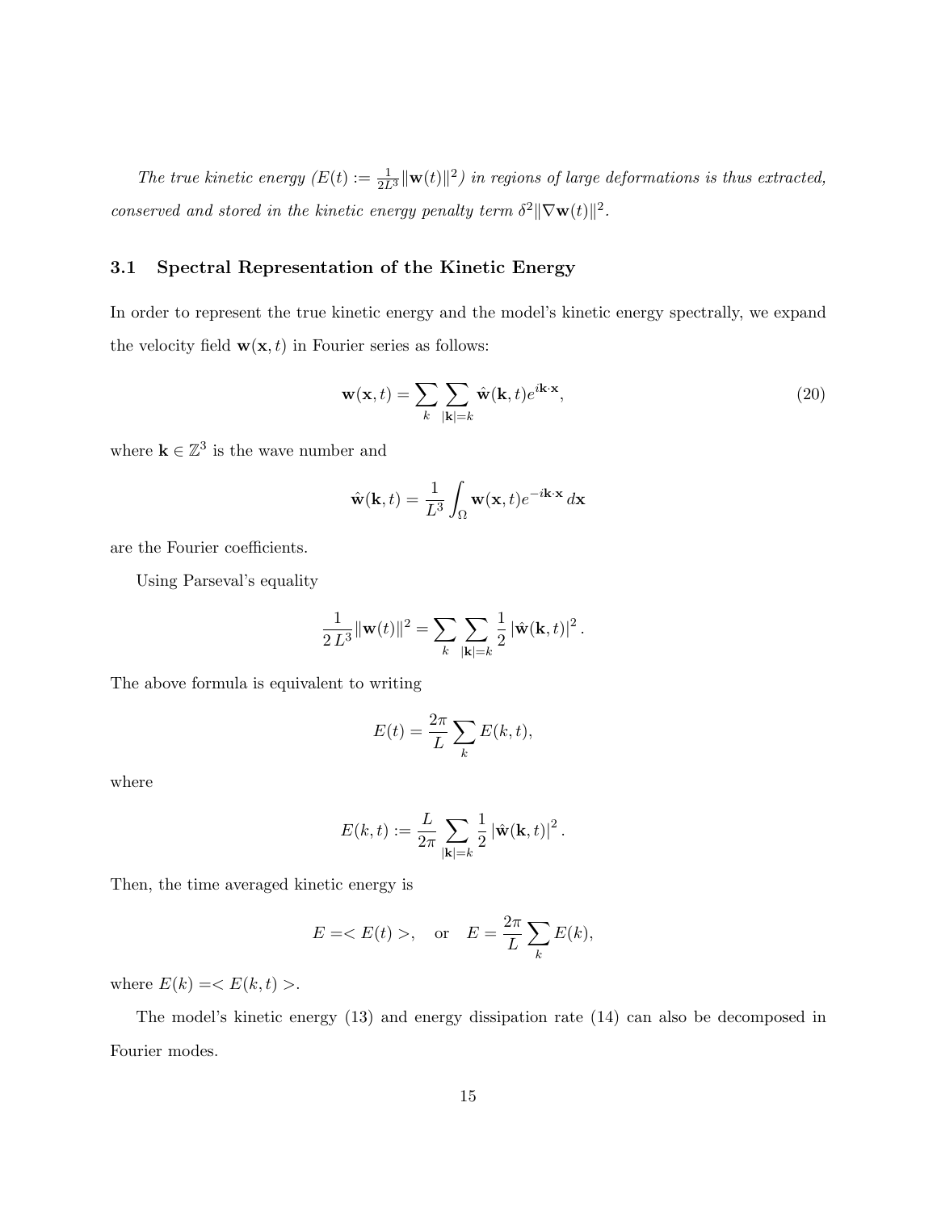*The true kinetic energy ($E(t) := \frac{1}{2L^3}\|\mathbf{w}(t)\|^2$) in regions of large deformations is thus extracted, conserved and stored in the kinetic energy penalty term $\delta^2\|\nabla \mathbf{w}(t)\|^2$.*

### 3.1 Spectral Representation of the Kinetic Energy

In order to represent the true kinetic energy and the model's kinetic energy spectrally, we expand the velocity field $\mathbf{w}(\mathbf{x}, t)$ in Fourier series as follows:

$$\mathbf{w}(\mathbf{x}, t) = \sum_{k} \sum_{|\mathbf{k}|=k} \hat{\mathbf{w}}(\mathbf{k}, t) e^{i\mathbf{k}\cdot\mathbf{x}}, \tag{20}$$

where $\mathbf{k} \in \mathbb{Z}^3$ is the wave number and

$$\hat{\mathbf{w}}(\mathbf{k}, t) = \frac{1}{L^3} \int_{\Omega} \mathbf{w}(\mathbf{x}, t) e^{-i\mathbf{k}\cdot\mathbf{x}}\, d\mathbf{x}$$

are the Fourier coefficients.

Using Parseval's equality

$$\frac{1}{2\,L^3}\|\mathbf{w}(t)\|^2 = \sum_{k} \sum_{|\mathbf{k}|=k} \frac{1}{2} \left|\hat{\mathbf{w}}(\mathbf{k}, t)\right|^2.$$

The above formula is equivalent to writing

$$E(t) = \frac{2\pi}{L} \sum_{k} E(k, t),$$

where

$$E(k, t) := \frac{L}{2\pi} \sum_{|\mathbf{k}|=k} \frac{1}{2} \left|\hat{\mathbf{w}}(\mathbf{k}, t)\right|^2.$$

Then, the time averaged kinetic energy is

$$E = < E(t) >, \quad \text{or} \quad E = \frac{2\pi}{L} \sum_{k} E(k),$$

where $E(k) = < E(k, t) >$.

The model's kinetic energy (13) and energy dissipation rate (14) can also be decomposed in Fourier modes.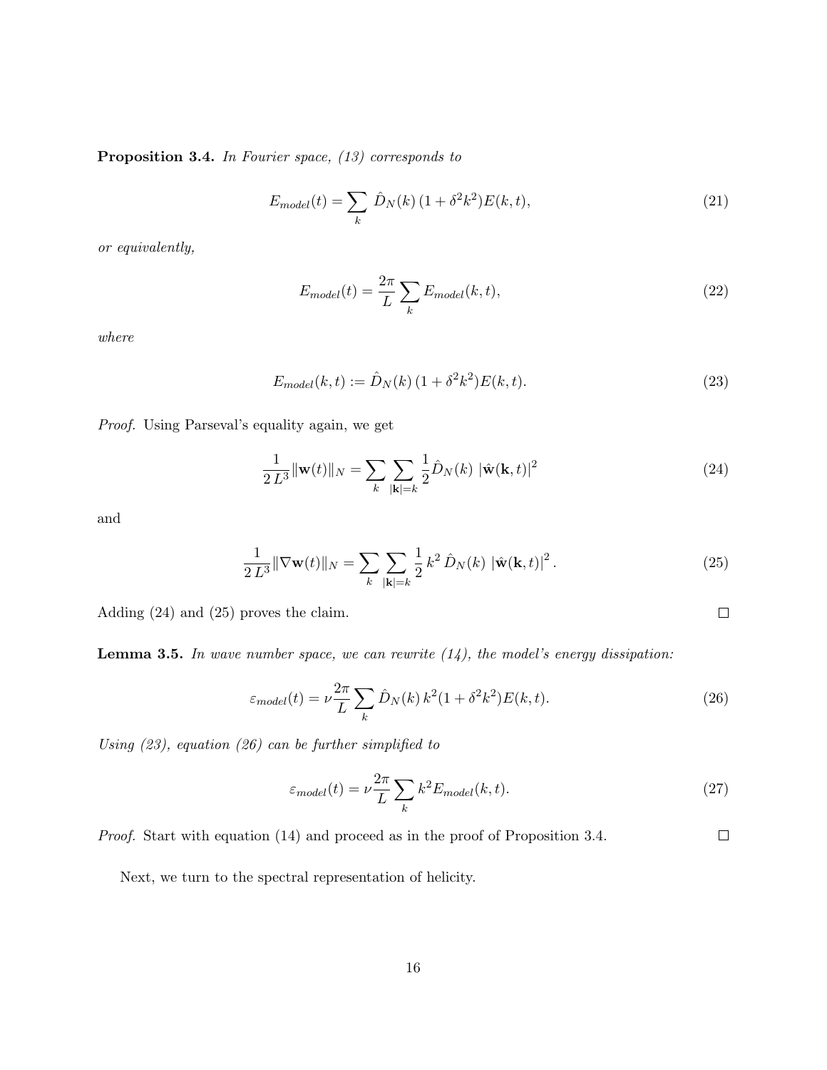**Proposition 3.4.** *In Fourier space, (13) corresponds to*

$$E_{model}(t) = \sum_{k} \hat{D}_N(k)\,(1+\delta^2 k^2) E(k,t), \tag{21}$$

*or equivalently,*

$$E_{model}(t) = \frac{2\pi}{L} \sum_{k} E_{model}(k,t), \tag{22}$$

*where*

$$E_{model}(k,t) := \hat{D}_N(k)\,(1+\delta^2 k^2) E(k,t). \tag{23}$$

*Proof.* Using Parseval's equality again, we get

$$\frac{1}{2\,L^3} \|\mathbf{w}(t)\|_N = \sum_{k} \sum_{|\mathbf{k}|=k} \frac{1}{2} \hat{D}_N(k)\; |\hat{\mathbf{w}}(\mathbf{k},t)|^2 \tag{24}$$

and

$$\frac{1}{2\,L^3} \|\nabla \mathbf{w}(t)\|_N = \sum_{k} \sum_{|\mathbf{k}|=k} \frac{1}{2}\, k^2\, \hat{D}_N(k)\; |\hat{\mathbf{w}}(\mathbf{k},t)|^2 \,. \tag{25}$$

Adding (24) and (25) proves the claim. $\square$

**Lemma 3.5.** *In wave number space, we can rewrite (14), the model's energy dissipation:*

$$\varepsilon_{model}(t) = \nu \frac{2\pi}{L} \sum_{k} \hat{D}_N(k)\, k^2 (1+\delta^2 k^2) E(k,t). \tag{26}$$

*Using (23), equation (26) can be further simplified to*

$$\varepsilon_{model}(t) = \nu \frac{2\pi}{L} \sum_{k} k^2 E_{model}(k,t). \tag{27}$$

*Proof.* Start with equation (14) and proceed as in the proof of Proposition 3.4. $\square$

Next, we turn to the spectral representation of helicity.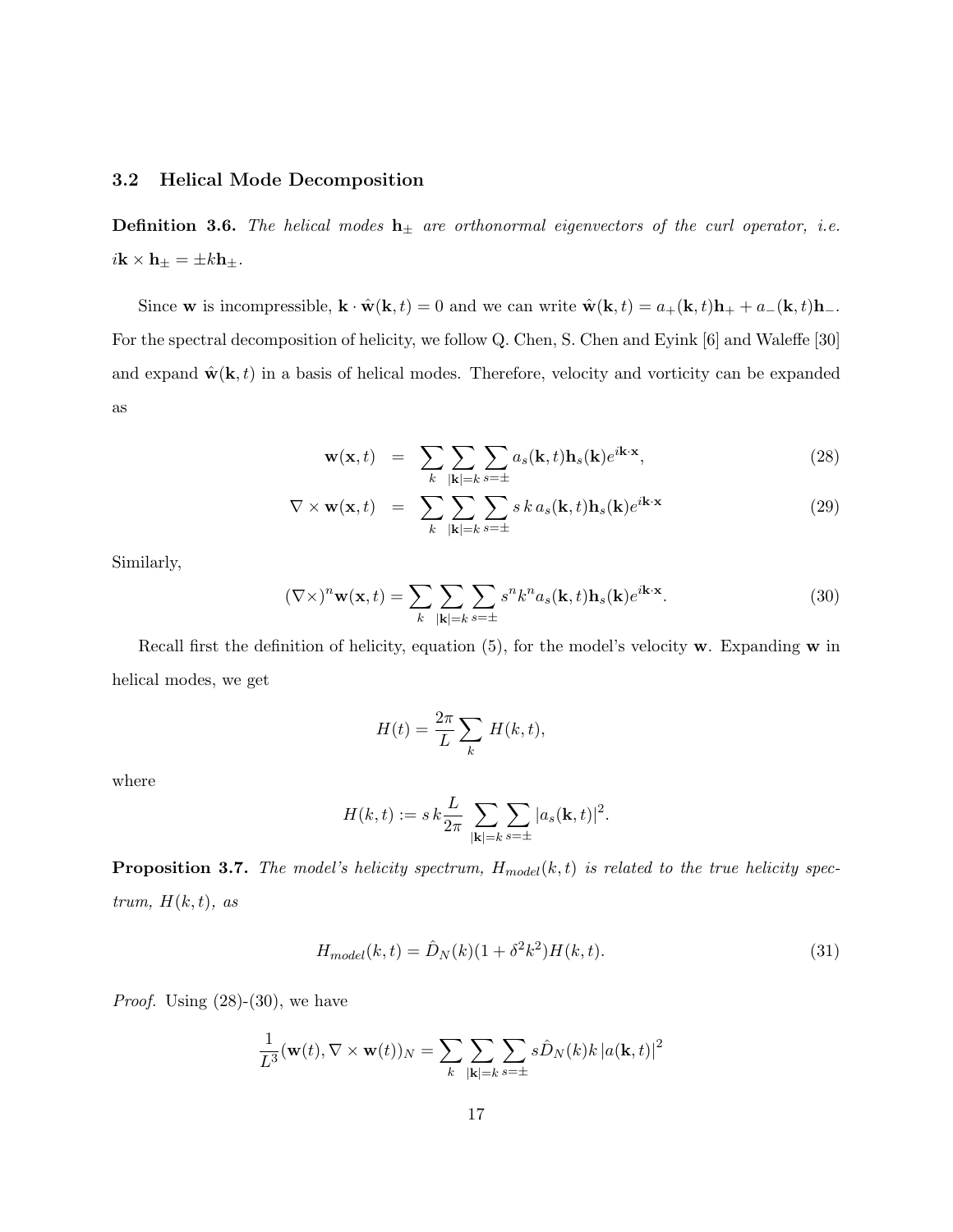### 3.2 Helical Mode Decomposition

**Definition 3.6.** *The helical modes $\mathbf{h}_{\pm}$ are orthonormal eigenvectors of the curl operator, i.e. $i\mathbf{k} \times \mathbf{h}_{\pm} = \pm k \mathbf{h}_{\pm}$.*

Since $\mathbf{w}$ is incompressible, $\mathbf{k} \cdot \hat{\mathbf{w}}(\mathbf{k}, t) = 0$ and we can write $\hat{\mathbf{w}}(\mathbf{k}, t) = a_+(\mathbf{k}, t)\mathbf{h}_+ + a_-(\mathbf{k}, t)\mathbf{h}_-$. For the spectral decomposition of helicity, we follow Q. Chen, S. Chen and Eyink [6] and Waleffe [30] and expand $\hat{\mathbf{w}}(\mathbf{k}, t)$ in a basis of helical modes. Therefore, velocity and vorticity can be expanded as

$$
\begin{aligned}
\mathbf{w}(\mathbf{x}, t) &= \sum_k \sum_{|\mathbf{k}|=k} \sum_{s=\pm} a_s(\mathbf{k}, t)\mathbf{h}_s(\mathbf{k}) e^{i\mathbf{k}\cdot\mathbf{x}}, && (28) \\
\nabla \times \mathbf{w}(\mathbf{x}, t) &= \sum_k \sum_{|\mathbf{k}|=k} \sum_{s=\pm} s\, k\, a_s(\mathbf{k}, t)\mathbf{h}_s(\mathbf{k}) e^{i\mathbf{k}\cdot\mathbf{x}} && (29)
\end{aligned}
$$

Similarly,

$$
(\nabla \times)^n \mathbf{w}(\mathbf{x}, t) = \sum_k \sum_{|\mathbf{k}|=k} \sum_{s=\pm} s^n k^n a_s(\mathbf{k}, t)\mathbf{h}_s(\mathbf{k}) e^{i\mathbf{k}\cdot\mathbf{x}}. \tag{30}
$$

Recall first the definition of helicity, equation (5), for the model's velocity $\mathbf{w}$. Expanding $\mathbf{w}$ in helical modes, we get

$$
H(t) = \frac{2\pi}{L} \sum_k H(k, t),
$$

where

$$
H(k, t) := s\, k \frac{L}{2\pi} \sum_{|\mathbf{k}|=k} \sum_{s=\pm} |a_s(\mathbf{k}, t)|^2.
$$

**Proposition 3.7.** *The model's helicity spectrum, $H_{model}(k, t)$ is related to the true helicity spectrum, $H(k, t)$, as*

$$
H_{model}(k, t) = \hat{D}_N(k)(1 + \delta^2 k^2) H(k, t). \tag{31}
$$

*Proof.* Using (28)-(30), we have

$$
\frac{1}{L^3}(\mathbf{w}(t), \nabla \times \mathbf{w}(t))_N = \sum_k \sum_{|\mathbf{k}|=k} \sum_{s=\pm} s \hat{D}_N(k) k \left| a(\mathbf{k}, t) \right|^2
$$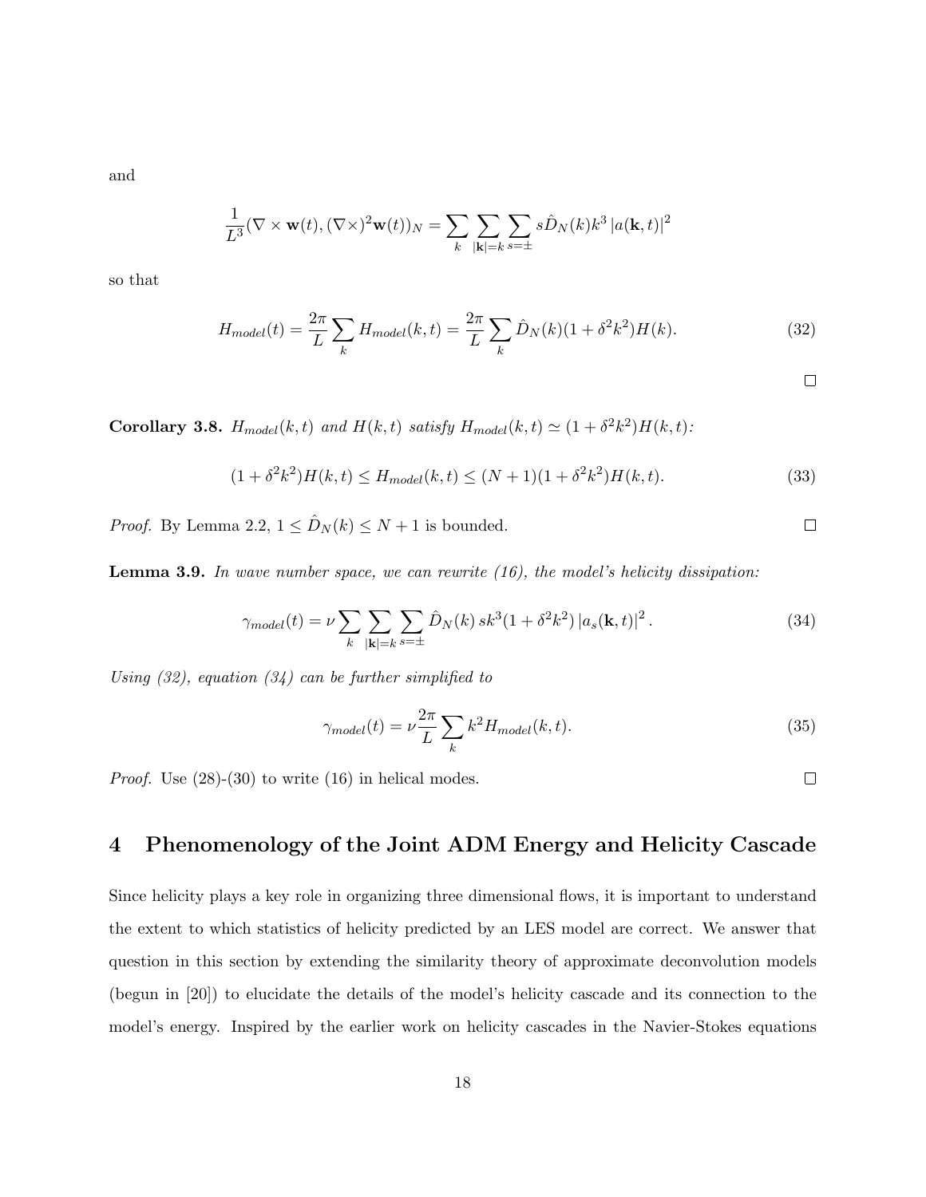and

$$\frac{1}{L^3}(\nabla \times \mathbf{w}(t), (\nabla \times)^2 \mathbf{w}(t))_N = \sum_k \sum_{|\mathbf{k}|=k} \sum_{s=\pm} s\hat{D}_N(k) k^3 \left|a(\mathbf{k},t)\right|^2$$

so that

$$H_{model}(t) = \frac{2\pi}{L} \sum_k H_{model}(k,t) = \frac{2\pi}{L} \sum_k \hat{D}_N(k)(1+\delta^2 k^2) H(k). \tag{32}$$

□

**Corollary 3.8.** *$H_{model}(k,t)$ and $H(k,t)$ satisfy $H_{model}(k,t) \simeq (1+\delta^2 k^2) H(k,t)$:*

$$(1+\delta^2 k^2) H(k,t) \le H_{model}(k,t) \le (N+1)(1+\delta^2 k^2) H(k,t). \tag{33}$$

*Proof.* By Lemma 2.2, $1 \le \hat{D}_N(k) \le N+1$ is bounded. □

**Lemma 3.9.** *In wave number space, we can rewrite (16), the model's helicity dissipation:*

$$\gamma_{model}(t) = \nu \sum_k \sum_{|\mathbf{k}|=k} \sum_{s=\pm} \hat{D}_N(k)\, s k^3 (1+\delta^2 k^2) \left|a_s(\mathbf{k},t)\right|^2. \tag{34}$$

*Using (32), equation (34) can be further simplified to*

$$\gamma_{model}(t) = \nu \frac{2\pi}{L} \sum_k k^2 H_{model}(k,t). \tag{35}$$

*Proof.* Use (28)-(30) to write (16) in helical modes. □

## 4 Phenomenology of the Joint ADM Energy and Helicity Cascade

Since helicity plays a key role in organizing three dimensional flows, it is important to understand the extent to which statistics of helicity predicted by an LES model are correct. We answer that question in this section by extending the similarity theory of approximate deconvolution models (begun in [20]) to elucidate the details of the model's helicity cascade and its connection to the model's energy. Inspired by the earlier work on helicity cascades in the Navier-Stokes equations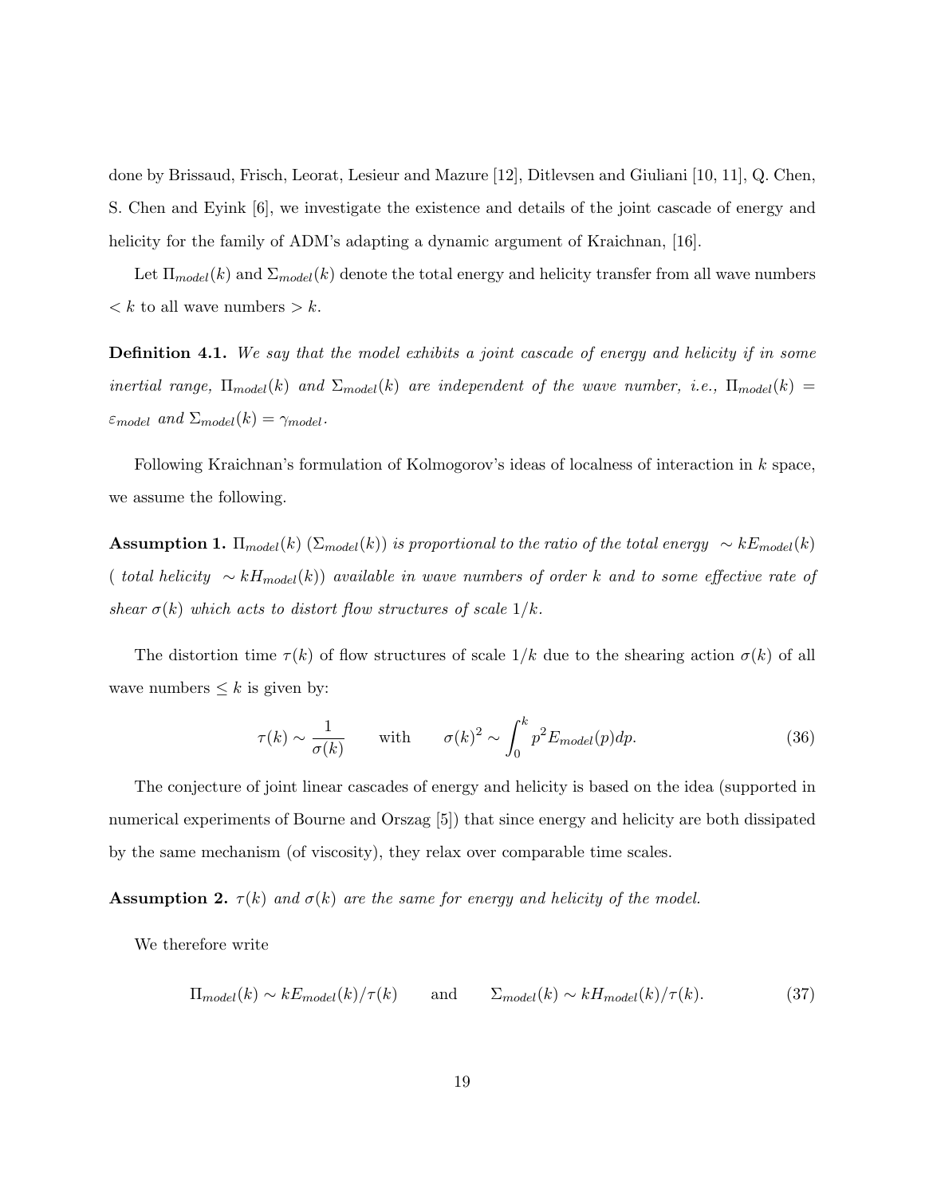done by Brissaud, Frisch, Leorat, Lesieur and Mazure [12], Ditlevsen and Giuliani [10, 11], Q. Chen, S. Chen and Eyink [6], we investigate the existence and details of the joint cascade of energy and helicity for the family of ADM's adapting a dynamic argument of Kraichnan, [16].

Let $\Pi_{model}(k)$ and $\Sigma_{model}(k)$ denote the total energy and helicity transfer from all wave numbers $< k$ to all wave numbers $> k$.

**Definition 4.1.** *We say that the model exhibits a joint cascade of energy and helicity if in some inertial range, $\Pi_{model}(k)$ and $\Sigma_{model}(k)$ are independent of the wave number, i.e., $\Pi_{model}(k) = \varepsilon_{model}$ and $\Sigma_{model}(k) = \gamma_{model}$.*

Following Kraichnan's formulation of Kolmogorov's ideas of localness of interaction in $k$ space, we assume the following.

**Assumption 1.** *$\Pi_{model}(k)$ ($\Sigma_{model}(k)$) is proportional to the ratio of the total energy $\sim kE_{model}(k)$ ( total helicity $\sim kH_{model}(k)$) available in wave numbers of order $k$ and to some effective rate of shear $\sigma(k)$ which acts to distort flow structures of scale $1/k$.*

The distortion time $\tau(k)$ of flow structures of scale $1/k$ due to the shearing action $\sigma(k)$ of all wave numbers $\leq k$ is given by:

$$\tau(k) \sim \frac{1}{\sigma(k)} \qquad \text{with} \qquad \sigma(k)^2 \sim \int_0^k p^2 E_{model}(p)dp. \tag{36}$$

The conjecture of joint linear cascades of energy and helicity is based on the idea (supported in numerical experiments of Bourne and Orszag [5]) that since energy and helicity are both dissipated by the same mechanism (of viscosity), they relax over comparable time scales.

**Assumption 2.** *$\tau(k)$ and $\sigma(k)$ are the same for energy and helicity of the model.*

We therefore write

$$\Pi_{model}(k) \sim kE_{model}(k)/\tau(k) \qquad \text{and} \qquad \Sigma_{model}(k) \sim kH_{model}(k)/\tau(k). \tag{37}$$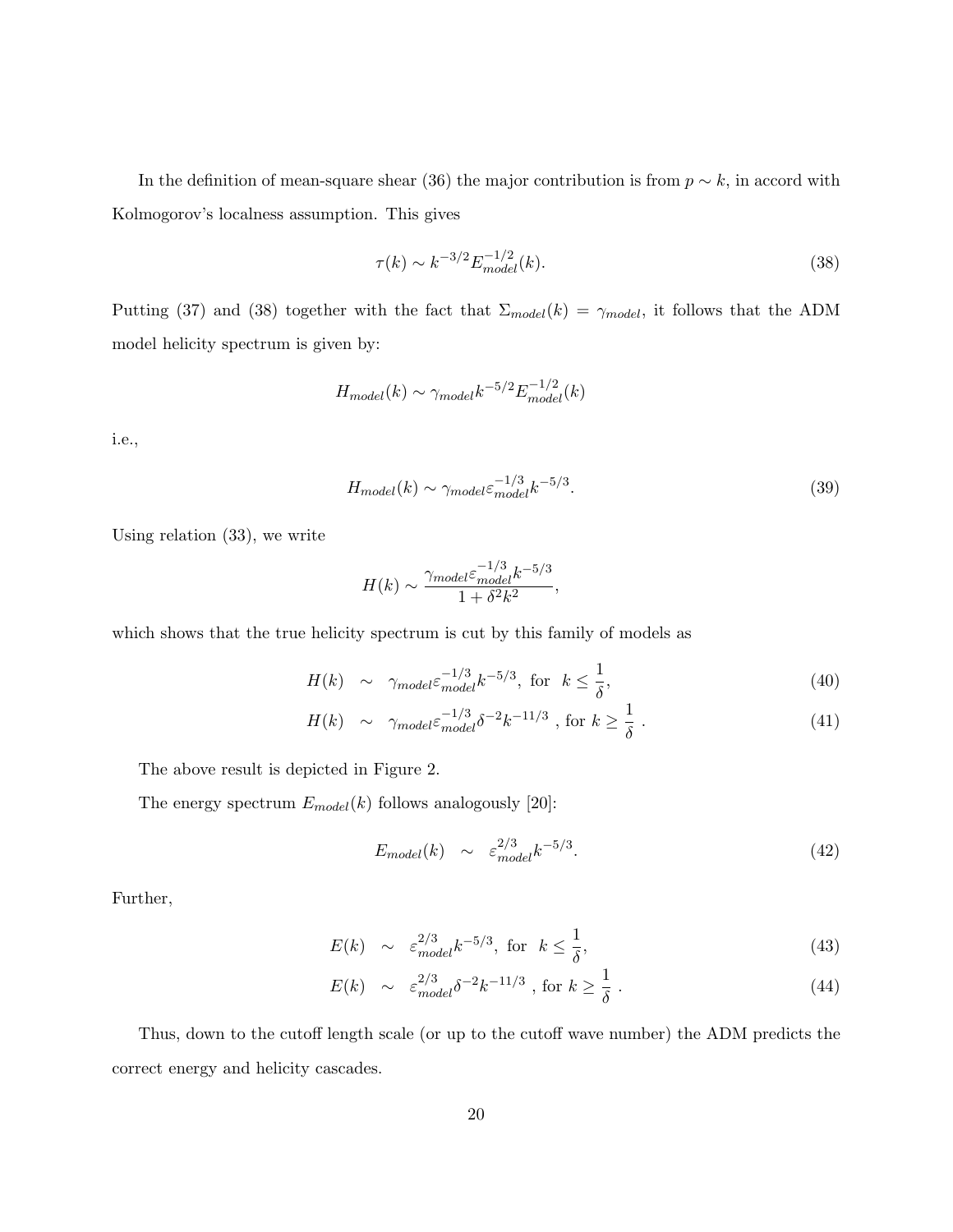In the definition of mean-square shear (36) the major contribution is from $p \sim k$, in accord with Kolmogorov's localness assumption. This gives

$$\tau(k) \sim k^{-3/2} E_{model}^{-1/2}(k). \tag{38}$$

Putting (37) and (38) together with the fact that $\Sigma_{model}(k) = \gamma_{model}$, it follows that the ADM model helicity spectrum is given by:

$$H_{model}(k) \sim \gamma_{model} k^{-5/2} E_{model}^{-1/2}(k)$$

i.e.,

$$H_{model}(k) \sim \gamma_{model} \varepsilon_{model}^{-1/3} k^{-5/3}. \tag{39}$$

Using relation (33), we write

$$H(k) \sim \frac{\gamma_{model} \varepsilon_{model}^{-1/3} k^{-5/3}}{1 + \delta^2 k^2},$$

which shows that the true helicity spectrum is cut by this family of models as

$$H(k) \sim \gamma_{model} \varepsilon_{model}^{-1/3} k^{-5/3}, \text{ for } k \leq \frac{1}{\delta}, \tag{40}$$

$$H(k) \sim \gamma_{model} \varepsilon_{model}^{-1/3} \delta^{-2} k^{-11/3}, \text{ for } k \geq \frac{1}{\delta}. \tag{41}$$

The above result is depicted in Figure 2.

The energy spectrum $E_{model}(k)$ follows analogously [20]:

$$E_{model}(k) \sim \varepsilon_{model}^{2/3} k^{-5/3}. \tag{42}$$

Further,

$$E(k) \sim \varepsilon_{model}^{2/3} k^{-5/3}, \text{ for } k \leq \frac{1}{\delta}, \tag{43}$$

$$E(k) \sim \varepsilon_{model}^{2/3} \delta^{-2} k^{-11/3}, \text{ for } k \geq \frac{1}{\delta}. \tag{44}$$

Thus, down to the cutoff length scale (or up to the cutoff wave number) the ADM predicts the correct energy and helicity cascades.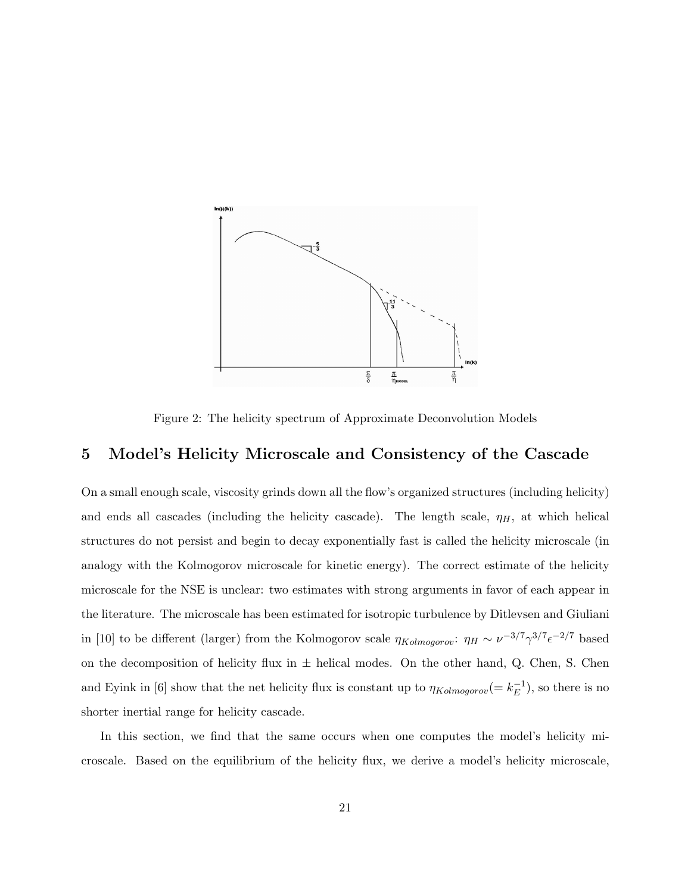Figure 2: The helicity spectrum of Approximate Deconvolution Models

## 5 Model's Helicity Microscale and Consistency of the Cascade

On a small enough scale, viscosity grinds down all the flow's organized structures (including helicity) and ends all cascades (including the helicity cascade). The length scale, $\eta_H$, at which helical structures do not persist and begin to decay exponentially fast is called the helicity microscale (in analogy with the Kolmogorov microscale for kinetic energy). The correct estimate of the helicity microscale for the NSE is unclear: two estimates with strong arguments in favor of each appear in the literature. The microscale has been estimated for isotropic turbulence by Ditlevsen and Giuliani in [10] to be different (larger) from the Kolmogorov scale $\eta_{Kolmogorov}$: $\eta_H \sim \nu^{-3/7}\gamma^{3/7}\epsilon^{-2/7}$ based on the decomposition of helicity flux in $\pm$ helical modes. On the other hand, Q. Chen, S. Chen and Eyink in [6] show that the net helicity flux is constant up to $\eta_{Kolmogorov}(= k_E^{-1})$, so there is no shorter inertial range for helicity cascade.

In this section, we find that the same occurs when one computes the model's helicity microscale. Based on the equilibrium of the helicity flux, we derive a model's helicity microscale,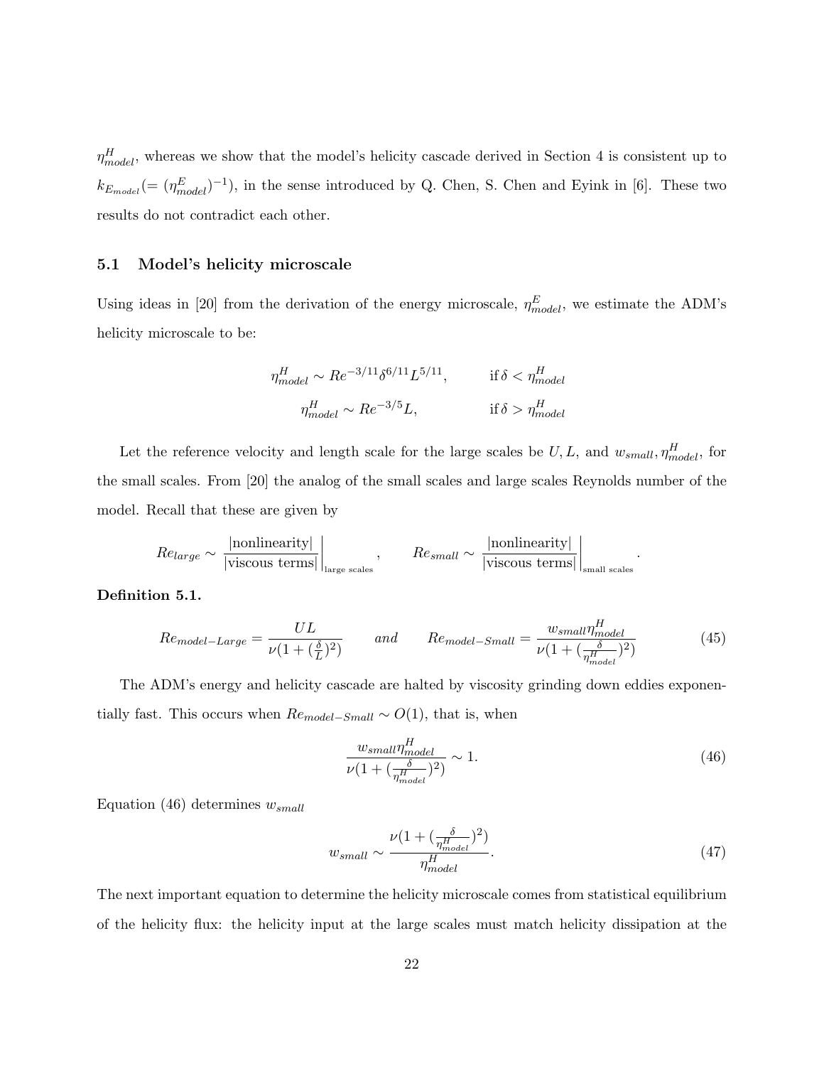$\eta^H_{model}$, whereas we show that the model's helicity cascade derived in Section 4 is consistent up to $k_{E_{model}} (= (\eta^E_{model})^{-1})$, in the sense introduced by Q. Chen, S. Chen and Eyink in [6]. These two results do not contradict each other.

### 5.1 Model's helicity microscale

Using ideas in [20] from the derivation of the energy microscale, $\eta^E_{model}$, we estimate the ADM's helicity microscale to be:

$$\eta^H_{model} \sim Re^{-3/11}\delta^{6/11}L^{5/11}, \qquad \text{if } \delta < \eta^H_{model}$$

$$\eta^H_{model} \sim Re^{-3/5}L, \qquad \text{if } \delta > \eta^H_{model}$$

Let the reference velocity and length scale for the large scales be $U, L$, and $w_{small}, \eta^H_{model}$, for the small scales. From [20] the analog of the small scales and large scales Reynolds number of the model. Recall that these are given by

$$Re_{large} \sim \left.\frac{|\text{nonlinearity}|}{|\text{viscous terms}|}\right|_{\text{large scales}}, \qquad Re_{small} \sim \left.\frac{|\text{nonlinearity}|}{|\text{viscous terms}|}\right|_{\text{small scales}}.$$

**Definition 5.1.**

$$Re_{model-Large} = \frac{UL}{\nu(1+(\frac{\delta}{L})^2)} \qquad \textit{and} \qquad Re_{model-Small} = \frac{w_{small}\eta^H_{model}}{\nu(1+(\frac{\delta}{\eta^H_{model}})^2)} \tag{45}$$

The ADM's energy and helicity cascade are halted by viscosity grinding down eddies exponentially fast. This occurs when $Re_{model-Small} \sim O(1)$, that is, when

$$\frac{w_{small}\eta^H_{model}}{\nu(1+(\frac{\delta}{\eta^H_{model}})^2)} \sim 1. \tag{46}$$

Equation (46) determines $w_{small}$

$$w_{small} \sim \frac{\nu(1+(\frac{\delta}{\eta^H_{model}})^2)}{\eta^H_{model}}. \tag{47}$$

The next important equation to determine the helicity microscale comes from statistical equilibrium of the helicity flux: the helicity input at the large scales must match helicity dissipation at the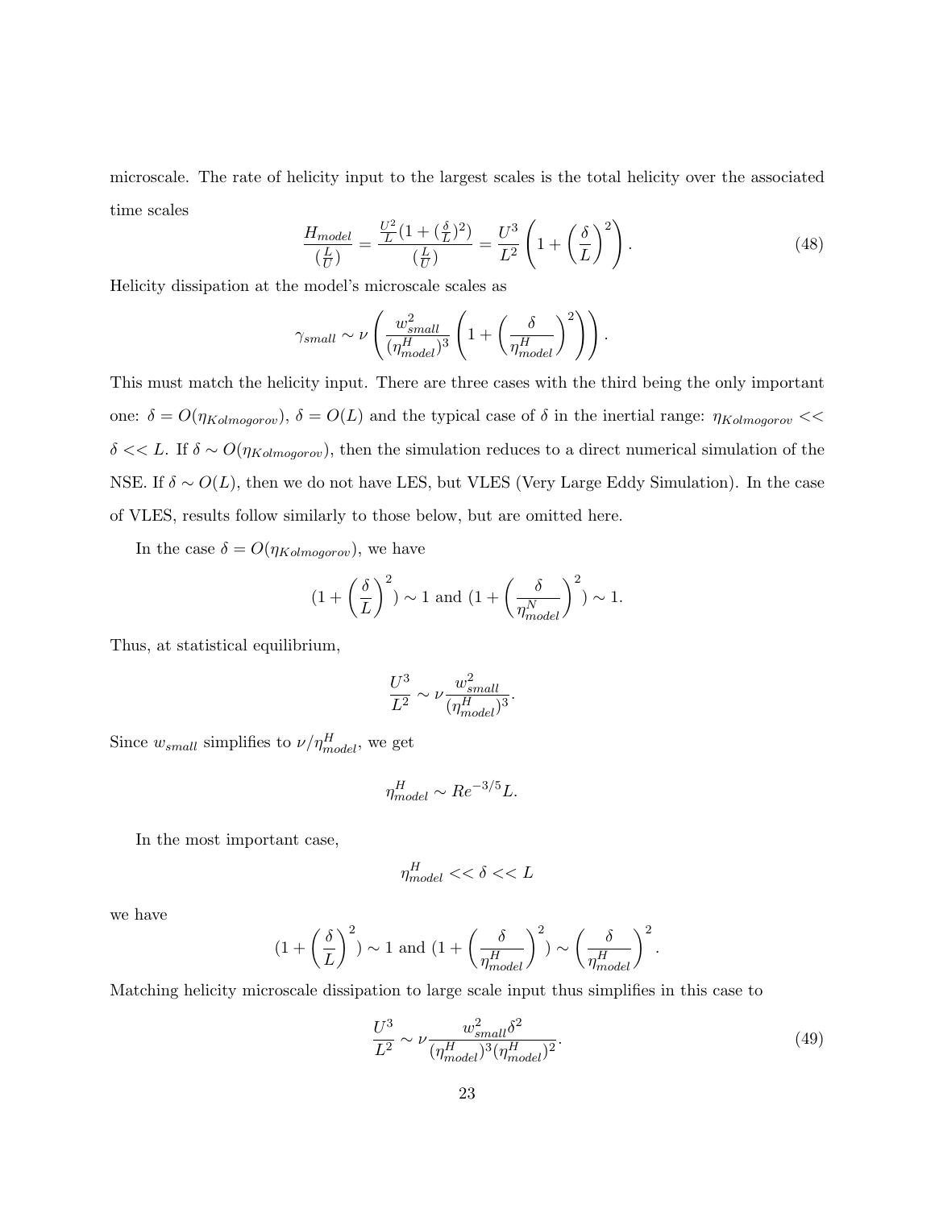microscale. The rate of helicity input to the largest scales is the total helicity over the associated time scales

$$\frac{H_{model}}{(\frac{L}{U})} = \frac{\frac{U^2}{L}(1+(\frac{\delta}{L})^2)}{(\frac{L}{U})} = \frac{U^3}{L^2}\left(1+\left(\frac{\delta}{L}\right)^2\right). \tag{48}$$

Helicity dissipation at the model's microscale scales as

$$\gamma_{small} \sim \nu\left(\frac{w_{small}^2}{(\eta_{model}^H)^3}\left(1+\left(\frac{\delta}{\eta_{model}^H}\right)^2\right)\right).$$

This must match the helicity input. There are three cases with the third being the only important one: $\delta = O(\eta_{Kolmogorov})$, $\delta = O(L)$ and the typical case of $\delta$ in the inertial range: $\eta_{Kolmogorov} << \delta << L$. If $\delta \sim O(\eta_{Kolmogorov})$, then the simulation reduces to a direct numerical simulation of the NSE. If $\delta \sim O(L)$, then we do not have LES, but VLES (Very Large Eddy Simulation). In the case of VLES, results follow similarly to those below, but are omitted here.

In the case $\delta = O(\eta_{Kolmogorov})$, we have

$$(1+\left(\frac{\delta}{L}\right)^2) \sim 1 \text{ and } (1+\left(\frac{\delta}{\eta_{model}^N}\right)^2) \sim 1.$$

Thus, at statistical equilibrium,

$$\frac{U^3}{L^2} \sim \nu\frac{w_{small}^2}{(\eta_{model}^H)^3}.$$

Since $w_{small}$ simplifies to $\nu/\eta_{model}^H$, we get

$$\eta_{model}^H \sim Re^{-3/5}L.$$

In the most important case,

$$\eta_{model}^H << \delta << L$$

we have

$$(1+\left(\frac{\delta}{L}\right)^2) \sim 1 \text{ and } (1+\left(\frac{\delta}{\eta_{model}^H}\right)^2) \sim \left(\frac{\delta}{\eta_{model}^H}\right)^2.$$

Matching helicity microscale dissipation to large scale input thus simplifies in this case to

$$\frac{U^3}{L^2} \sim \nu\frac{w_{small}^2\delta^2}{(\eta_{model}^H)^3(\eta_{model}^H)^2}. \tag{49}$$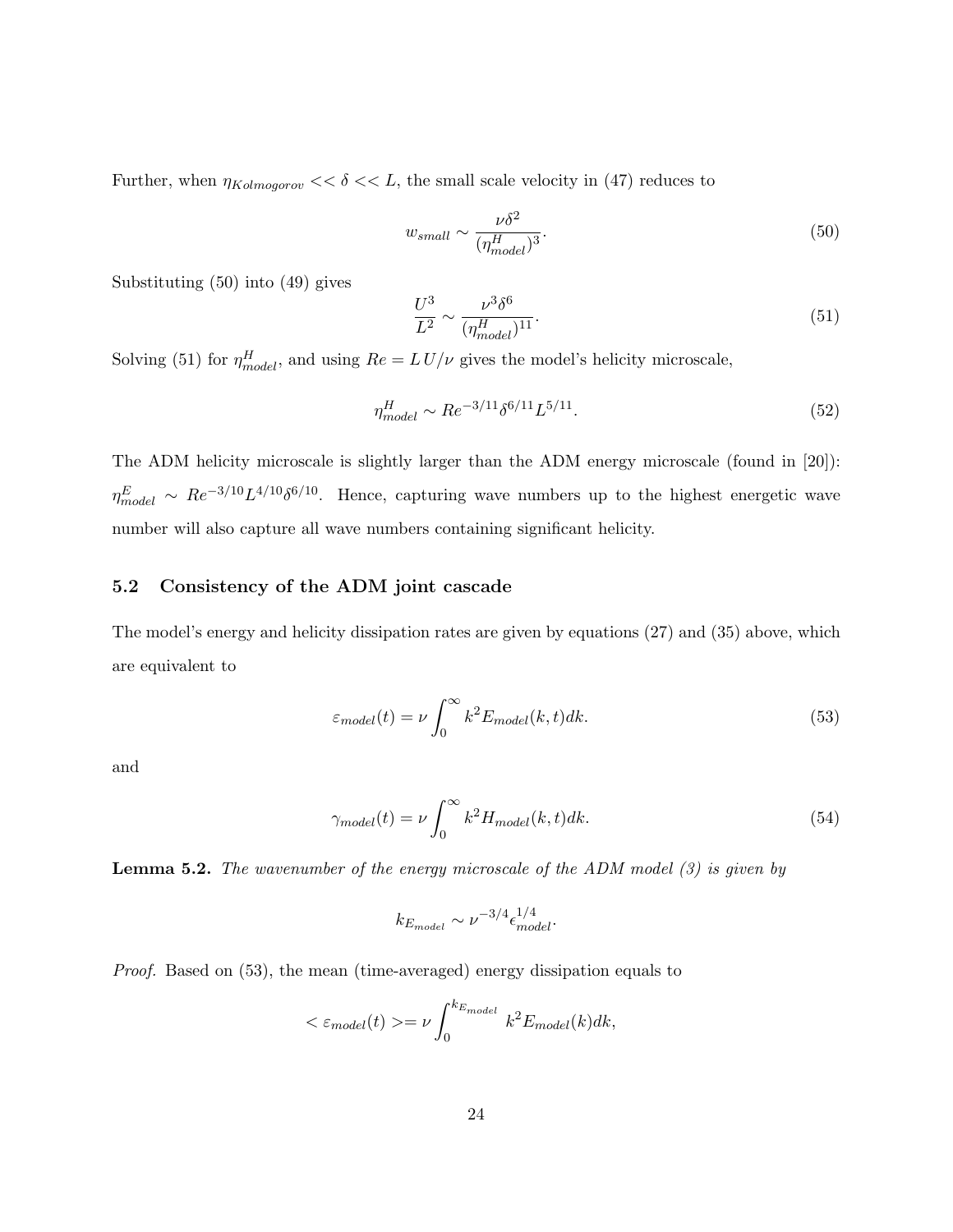Further, when $\eta_{Kolmogorov} << \delta << L$, the small scale velocity in (47) reduces to

$$w_{small} \sim \frac{\nu \delta^2}{(\eta^H_{model})^3}. \tag{50}$$

Substituting (50) into (49) gives

$$\frac{U^3}{L^2} \sim \frac{\nu^3 \delta^6}{(\eta^H_{model})^{11}}. \tag{51}$$

Solving (51) for $\eta^H_{model}$, and using $Re = L\,U/\nu$ gives the model's helicity microscale,

$$\eta^H_{model} \sim Re^{-3/11} \delta^{6/11} L^{5/11}. \tag{52}$$

The ADM helicity microscale is slightly larger than the ADM energy microscale (found in [20]): $\eta^E_{model} \sim Re^{-3/10} L^{4/10} \delta^{6/10}$. Hence, capturing wave numbers up to the highest energetic wave number will also capture all wave numbers containing significant helicity.

## 5.2 Consistency of the ADM joint cascade

The model's energy and helicity dissipation rates are given by equations (27) and (35) above, which are equivalent to

$$\varepsilon_{model}(t) = \nu \int_0^\infty k^2 E_{model}(k,t) dk. \tag{53}$$

and

$$\gamma_{model}(t) = \nu \int_0^\infty k^2 H_{model}(k,t) dk. \tag{54}$$

**Lemma 5.2.** *The wavenumber of the energy microscale of the ADM model (3) is given by*

$$k_{E_{model}} \sim \nu^{-3/4} \epsilon^{1/4}_{model}.$$

*Proof.* Based on (53), the mean (time-averaged) energy dissipation equals to

$$< \varepsilon_{model}(t) > = \nu \int_0^{k_{E_{model}}} k^2 E_{model}(k) dk,$$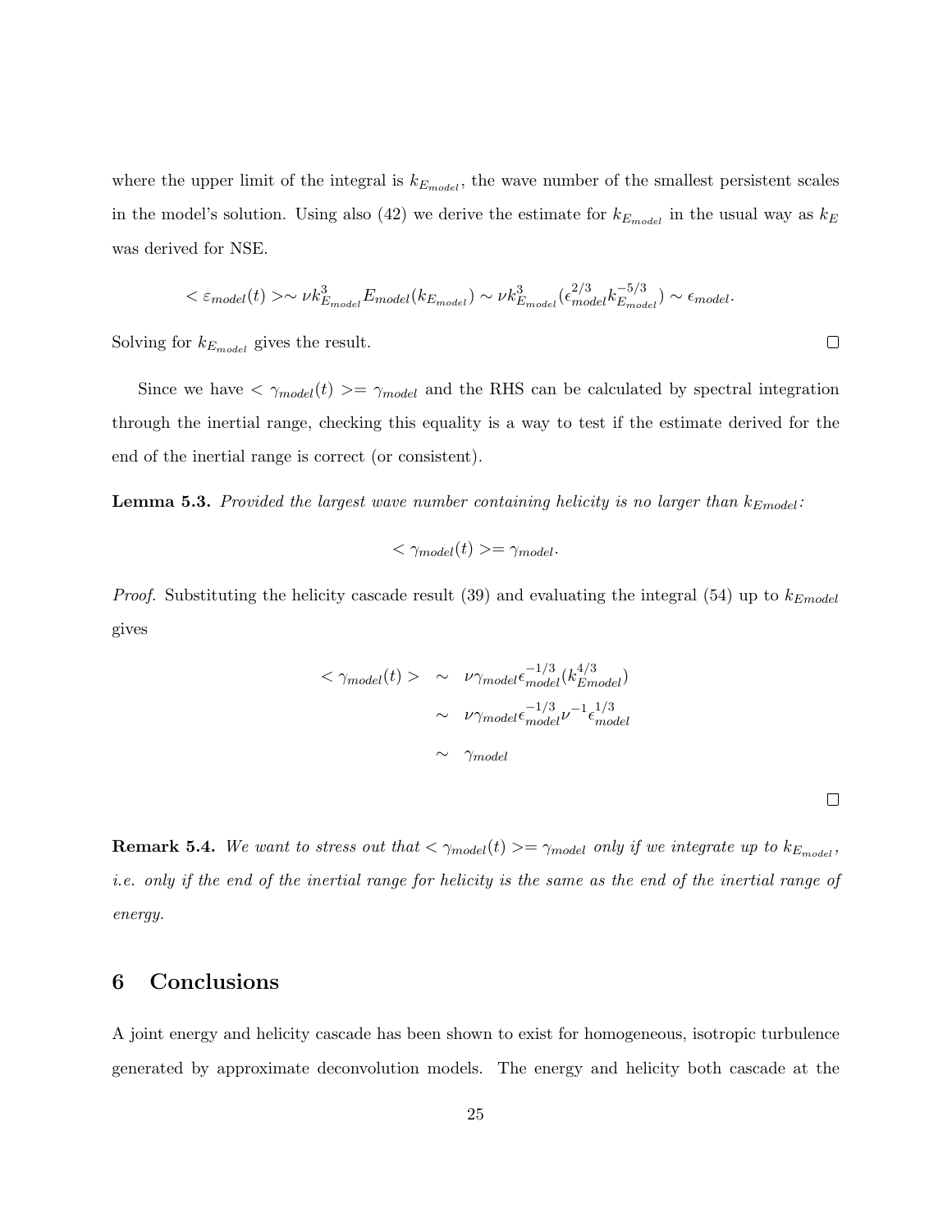where the upper limit of the integral is $k_{E_{model}}$, the wave number of the smallest persistent scales in the model's solution. Using also (42) we derive the estimate for $k_{E_{model}}$ in the usual way as $k_E$ was derived for NSE.

$$< \varepsilon_{model}(t) > \sim \nu k_{E_{model}}^3 E_{model}(k_{E_{model}}) \sim \nu k_{E_{model}}^3 (\epsilon_{model}^{2/3} k_{E_{model}}^{-5/3}) \sim \epsilon_{model}.$$

Solving for $k_{E_{model}}$ gives the result. □

Since we have $< \gamma_{model}(t) >= \gamma_{model}$ and the RHS can be calculated by spectral integration through the inertial range, checking this equality is a way to test if the estimate derived for the end of the inertial range is correct (or consistent).

**Lemma 5.3.** *Provided the largest wave number containing helicity is no larger than $k_{Emodel}$:*

$$< \gamma_{model}(t) >= \gamma_{model}.$$

*Proof.* Substituting the helicity cascade result (39) and evaluating the integral (54) up to $k_{Emodel}$ gives

$$\begin{aligned} < \gamma_{model}(t) > &\sim \nu \gamma_{model} \epsilon_{model}^{-1/3} (k_{Emodel}^{4/3}) \\ &\sim \nu \gamma_{model} \epsilon_{model}^{-1/3} \nu^{-1} \epsilon_{model}^{1/3} \\ &\sim \gamma_{model} \end{aligned}$$

□

**Remark 5.4.** *We want to stress out that $< \gamma_{model}(t) >= \gamma_{model}$ only if we integrate up to $k_{E_{model}}$, i.e. only if the end of the inertial range for helicity is the same as the end of the inertial range of energy.*

## 6 Conclusions

A joint energy and helicity cascade has been shown to exist for homogeneous, isotropic turbulence generated by approximate deconvolution models. The energy and helicity both cascade at the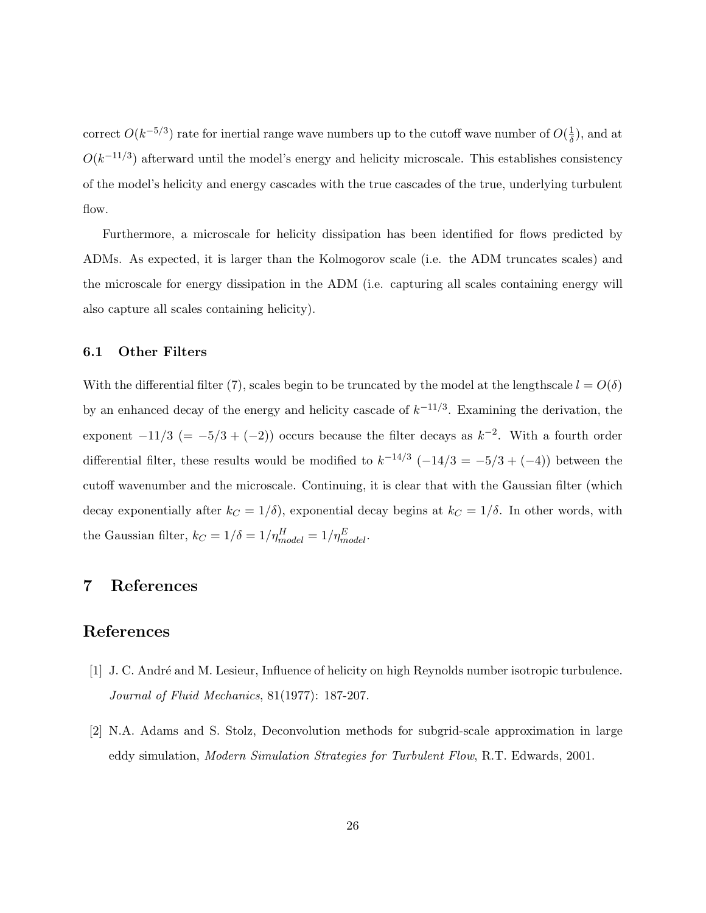correct $O(k^{-5/3})$ rate for inertial range wave numbers up to the cutoff wave number of $O(\frac{1}{\delta})$, and at $O(k^{-11/3})$ afterward until the model's energy and helicity microscale. This establishes consistency of the model's helicity and energy cascades with the true cascades of the true, underlying turbulent flow.

Furthermore, a microscale for helicity dissipation has been identified for flows predicted by ADMs. As expected, it is larger than the Kolmogorov scale (i.e. the ADM truncates scales) and the microscale for energy dissipation in the ADM (i.e. capturing all scales containing energy will also capture all scales containing helicity).

### 6.1 Other Filters

With the differential filter (7), scales begin to be truncated by the model at the lengthscale $l = O(\delta)$ by an enhanced decay of the energy and helicity cascade of $k^{-11/3}$. Examining the derivation, the exponent $-11/3$ $(= -5/3 + (-2))$ occurs because the filter decays as $k^{-2}$. With a fourth order differential filter, these results would be modified to $k^{-14/3}$ $(-14/3 = -5/3 + (-4))$ between the cutoff wavenumber and the microscale. Continuing, it is clear that with the Gaussian filter (which decay exponentially after $k_C = 1/\delta$), exponential decay begins at $k_C = 1/\delta$. In other words, with the Gaussian filter, $k_C = 1/\delta = 1/\eta^H_{model} = 1/\eta^E_{model}$.

## 7 References

## References

[1] J. C. André and M. Lesieur, Influence of helicity on high Reynolds number isotropic turbulence. *Journal of Fluid Mechanics*, 81(1977): 187-207.

[2] N.A. Adams and S. Stolz, Deconvolution methods for subgrid-scale approximation in large eddy simulation, *Modern Simulation Strategies for Turbulent Flow*, R.T. Edwards, 2001.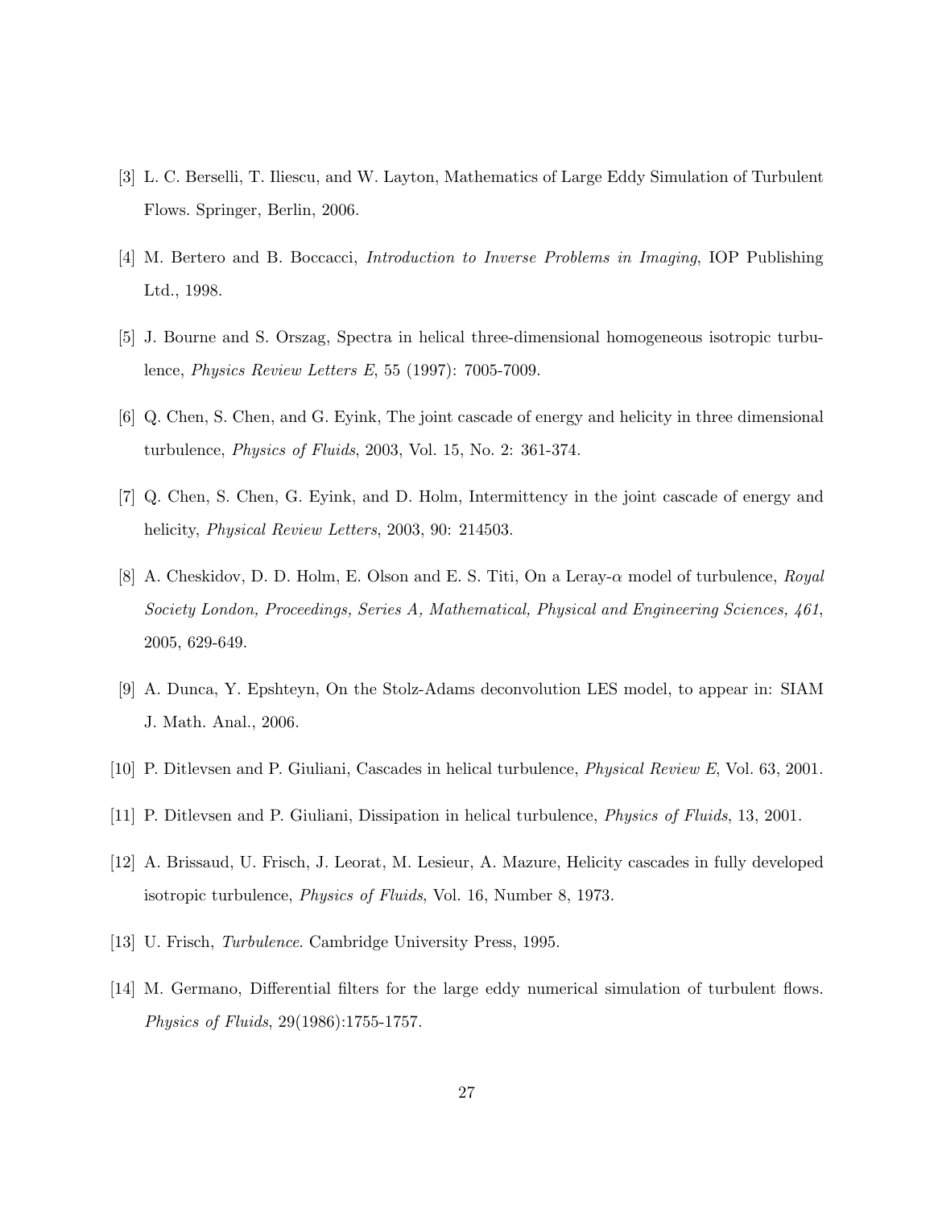[3] L. C. Berselli, T. Iliescu, and W. Layton, Mathematics of Large Eddy Simulation of Turbulent Flows. Springer, Berlin, 2006.

[4] M. Bertero and B. Boccacci, *Introduction to Inverse Problems in Imaging*, IOP Publishing Ltd., 1998.

[5] J. Bourne and S. Orszag, Spectra in helical three-dimensional homogeneous isotropic turbulence, *Physics Review Letters E*, 55 (1997): 7005-7009.

[6] Q. Chen, S. Chen, and G. Eyink, The joint cascade of energy and helicity in three dimensional turbulence, *Physics of Fluids*, 2003, Vol. 15, No. 2: 361-374.

[7] Q. Chen, S. Chen, G. Eyink, and D. Holm, Intermittency in the joint cascade of energy and helicity, *Physical Review Letters*, 2003, 90: 214503.

[8] A. Cheskidov, D. D. Holm, E. Olson and E. S. Titi, On a Leray-$\alpha$ model of turbulence, *Royal Society London, Proceedings, Series A, Mathematical, Physical and Engineering Sciences, 461*, 2005, 629-649.

[9] A. Dunca, Y. Epshteyn, On the Stolz-Adams deconvolution LES model, to appear in: SIAM J. Math. Anal., 2006.

[10] P. Ditlevsen and P. Giuliani, Cascades in helical turbulence, *Physical Review E*, Vol. 63, 2001.

[11] P. Ditlevsen and P. Giuliani, Dissipation in helical turbulence, *Physics of Fluids*, 13, 2001.

[12] A. Brissaud, U. Frisch, J. Leorat, M. Lesieur, A. Mazure, Helicity cascades in fully developed isotropic turbulence, *Physics of Fluids*, Vol. 16, Number 8, 1973.

[13] U. Frisch, *Turbulence*. Cambridge University Press, 1995.

[14] M. Germano, Differential filters for the large eddy numerical simulation of turbulent flows. *Physics of Fluids*, 29(1986):1755-1757.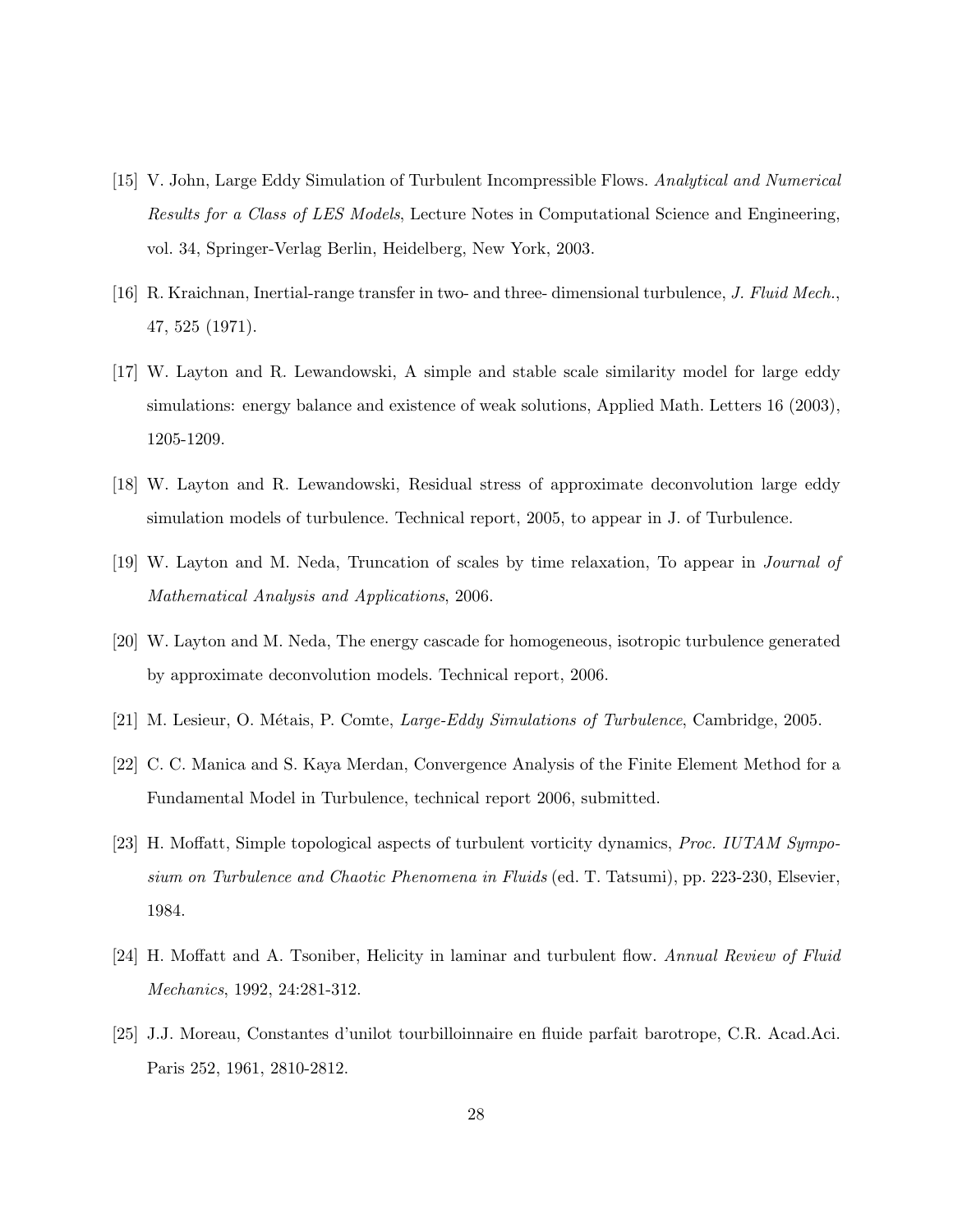[15] V. John, Large Eddy Simulation of Turbulent Incompressible Flows. *Analytical and Numerical Results for a Class of LES Models*, Lecture Notes in Computational Science and Engineering, vol. 34, Springer-Verlag Berlin, Heidelberg, New York, 2003.

[16] R. Kraichnan, Inertial-range transfer in two- and three- dimensional turbulence, *J. Fluid Mech.*, 47, 525 (1971).

[17] W. Layton and R. Lewandowski, A simple and stable scale similarity model for large eddy simulations: energy balance and existence of weak solutions, Applied Math. Letters 16 (2003), 1205-1209.

[18] W. Layton and R. Lewandowski, Residual stress of approximate deconvolution large eddy simulation models of turbulence. Technical report, 2005, to appear in J. of Turbulence.

[19] W. Layton and M. Neda, Truncation of scales by time relaxation, To appear in *Journal of Mathematical Analysis and Applications*, 2006.

[20] W. Layton and M. Neda, The energy cascade for homogeneous, isotropic turbulence generated by approximate deconvolution models. Technical report, 2006.

[21] M. Lesieur, O. Métais, P. Comte, *Large-Eddy Simulations of Turbulence*, Cambridge, 2005.

[22] C. C. Manica and S. Kaya Merdan, Convergence Analysis of the Finite Element Method for a Fundamental Model in Turbulence, technical report 2006, submitted.

[23] H. Moffatt, Simple topological aspects of turbulent vorticity dynamics, *Proc. IUTAM Symposium on Turbulence and Chaotic Phenomena in Fluids* (ed. T. Tatsumi), pp. 223-230, Elsevier, 1984.

[24] H. Moffatt and A. Tsoniber, Helicity in laminar and turbulent flow. *Annual Review of Fluid Mechanics*, 1992, 24:281-312.

[25] J.J. Moreau, Constantes d'unilot tourbilloinnaire en fluide parfait barotrope, C.R. Acad.Aci. Paris 252, 1961, 2810-2812.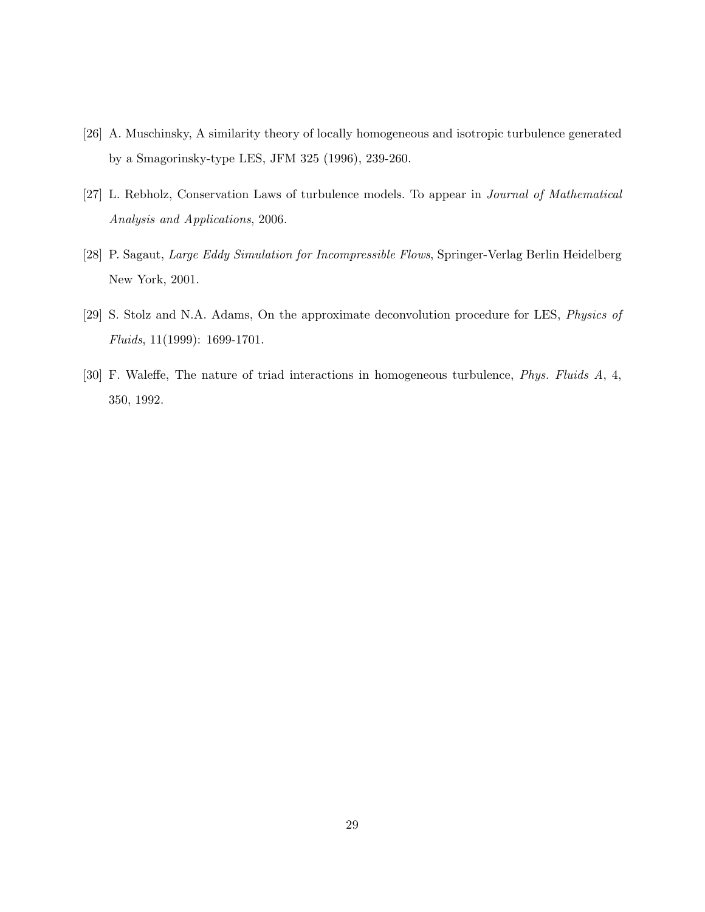[26] A. Muschinsky, A similarity theory of locally homogeneous and isotropic turbulence generated by a Smagorinsky-type LES, JFM 325 (1996), 239-260.

[27] L. Rebholz, Conservation Laws of turbulence models. To appear in *Journal of Mathematical Analysis and Applications*, 2006.

[28] P. Sagaut, *Large Eddy Simulation for Incompressible Flows*, Springer-Verlag Berlin Heidelberg New York, 2001.

[29] S. Stolz and N.A. Adams, On the approximate deconvolution procedure for LES, *Physics of Fluids*, 11(1999): 1699-1701.

[30] F. Waleffe, The nature of triad interactions in homogeneous turbulence, *Phys. Fluids A*, 4, 350, 1992.